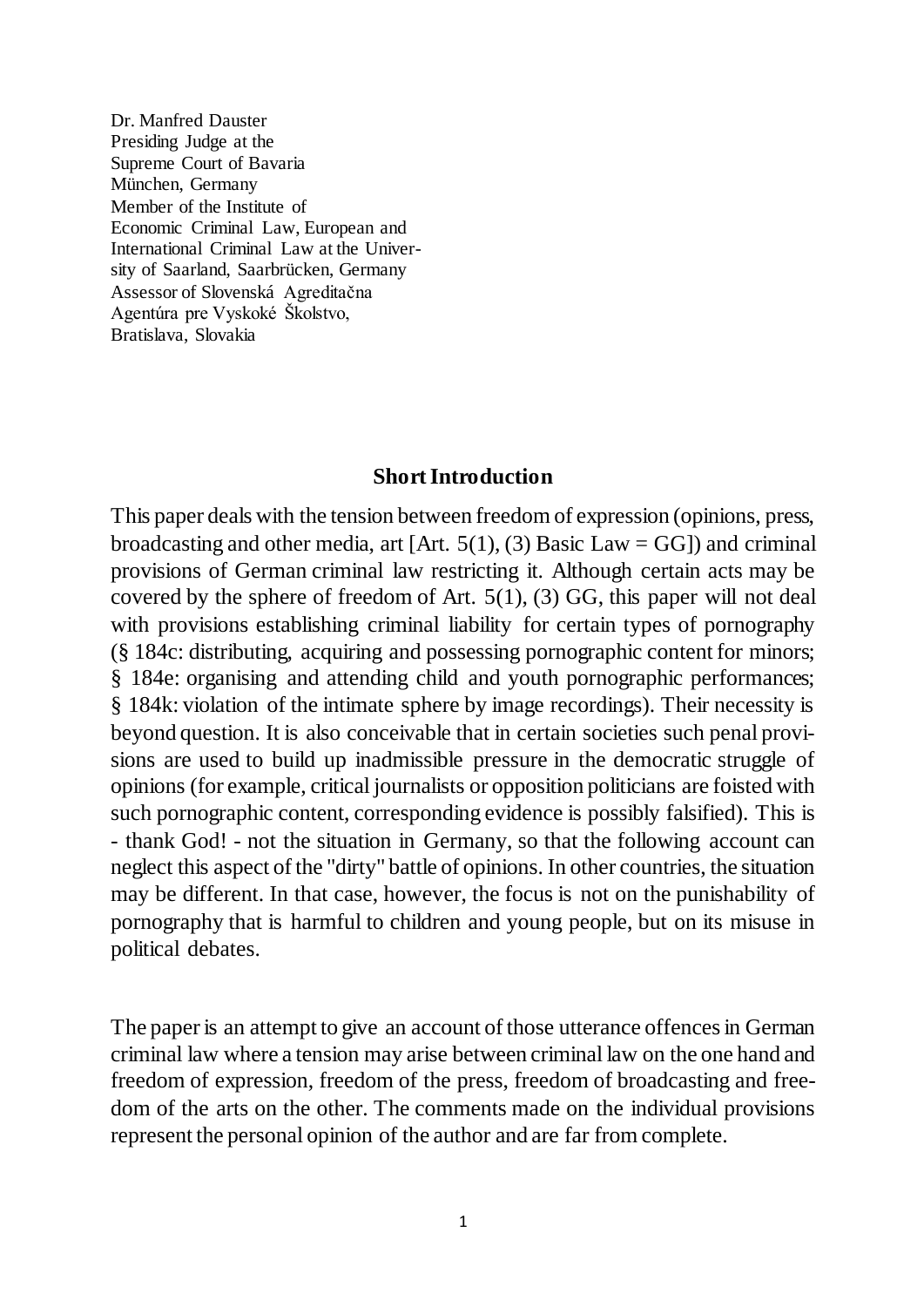Dr. Manfred Dauster
Presiding Judge at the
Supreme Court of Bavaria
München, Germany
Member of the Institute of
Economic Criminal Law, European and
International Criminal Law at the University of Saarland, Saarbrücken, Germany
Assessor of Slovenská Agreditačna
Agentúra pre Vyskoké Školstvo,
Bratislava, Slovakia

## Short Introduction

This paper deals with the tension between freedom of expression (opinions, press, broadcasting and other media, art [Art. 5(1), (3) Basic Law = GG]) and criminal provisions of German criminal law restricting it. Although certain acts may be covered by the sphere of freedom of Art. 5(1), (3) GG, this paper will not deal with provisions establishing criminal liability for certain types of pornography (§ 184c: distributing, acquiring and possessing pornographic content for minors; § 184e: organising and attending child and youth pornographic performances; § 184k: violation of the intimate sphere by image recordings). Their necessity is beyond question. It is also conceivable that in certain societies such penal provisions are used to build up inadmissible pressure in the democratic struggle of opinions (for example, critical journalists or opposition politicians are foisted with such pornographic content, corresponding evidence is possibly falsified). This is - thank God! - not the situation in Germany, so that the following account can neglect this aspect of the "dirty" battle of opinions. In other countries, the situation may be different. In that case, however, the focus is not on the punishability of pornography that is harmful to children and young people, but on its misuse in political debates.

The paper is an attempt to give an account of those utterance offences in German criminal law where a tension may arise between criminal law on the one hand and freedom of expression, freedom of the press, freedom of broadcasting and freedom of the arts on the other. The comments made on the individual provisions represent the personal opinion of the author and are far from complete.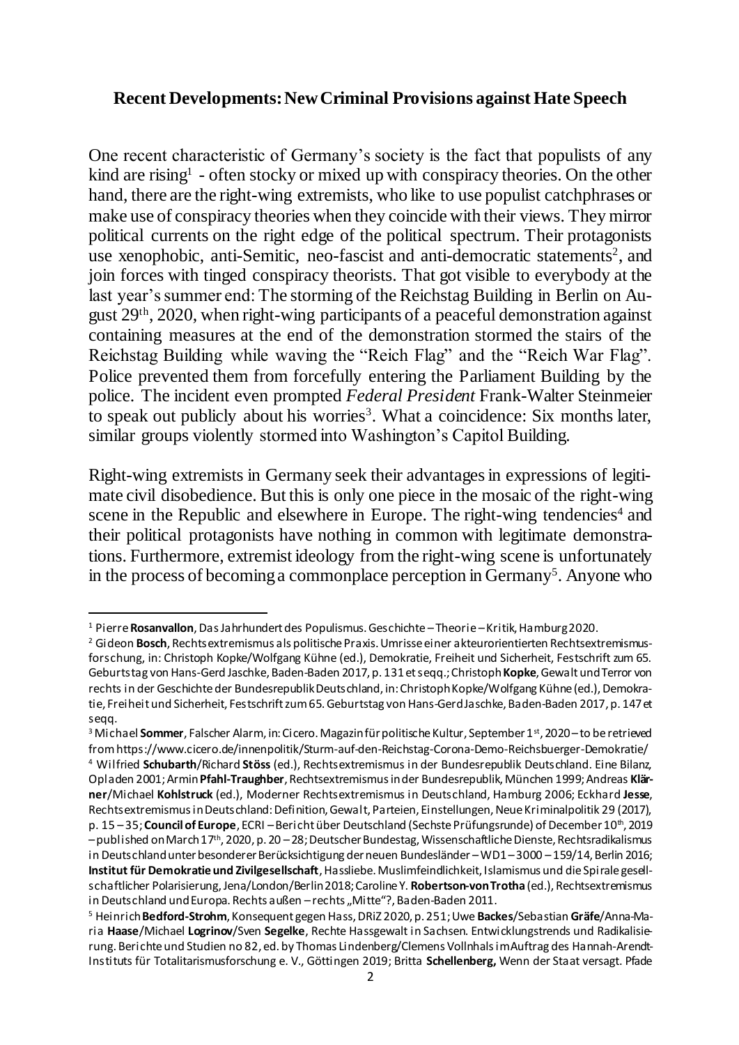## Recent Developments: New Criminal Provisions against Hate Speech

One recent characteristic of Germany's society is the fact that populists of any kind are rising[1] - often stocky or mixed up with conspiracy theories. On the other hand, there are the right-wing extremists, who like to use populist catchphrases or make use of conspiracy theories when they coincide with their views. They mirror political currents on the right edge of the political spectrum. Their protagonists use xenophobic, anti-Semitic, neo-fascist and anti-democratic statements[2], and join forces with tinged conspiracy theorists. That got visible to everybody at the last year's summer end: The storming of the Reichstag Building in Berlin on August 29th, 2020, when right-wing participants of a peaceful demonstration against containing measures at the end of the demonstration stormed the stairs of the Reichstag Building while waving the "Reich Flag" and the "Reich War Flag". Police prevented them from forcefully entering the Parliament Building by the police. The incident even prompted *Federal President* Frank-Walter Steinmeier to speak out publicly about his worries[3]. What a coincidence: Six months later, similar groups violently stormed into Washington's Capitol Building.

Right-wing extremists in Germany seek their advantages in expressions of legitimate civil disobedience. But this is only one piece in the mosaic of the right-wing scene in the Republic and elsewhere in Europe. The right-wing tendencies[4] and their political protagonists have nothing in common with legitimate demonstrations. Furthermore, extremist ideology from the right-wing scene is unfortunately in the process of becoming a commonplace perception in Germany[5]. Anyone who

---

[1] Pierre **Rosanvallon**, Das Jahrhundert des Populismus. Geschichte – Theorie – Kritik, Hamburg 2020.

[2] Gideon **Bosch**, Rechtsextremismus als politische Praxis. Umrisse einer akteurorientierten Rechtsextremismusforschung, in: Christoph Kopke/Wolfgang Kühne (ed.), Demokratie, Freiheit und Sicherheit, Festschrift zum 65. Geburtstag von Hans-Gerd Jaschke, Baden-Baden 2017, p. 131 et seqq.; Christoph **Kopke**, Gewalt und Terror von rechts in der Geschichte der Bundesrepublik Deutschland, in: Christoph Kopke/Wolfgang Kühne (ed.), Demokratie, Freiheit und Sicherheit, Festschrift zum 65. Geburtstag von Hans-Gerd Jaschke, Baden-Baden 2017, p. 147 et seqq.

[3] Michael **Sommer**, Falscher Alarm, in: Cicero. Magazin für politische Kultur, September 1st, 2020 – to be retrieved from https://www.cicero.de/innenpolitik/Sturm-auf-den-Reichstag-Corona-Demo-Reichsbuerger-Demokratie/

[4] Wilfried **Schubarth**/Richard **Stöss** (ed.), Rechtsextremismus in der Bundesrepublik Deutschland. Eine Bilanz, Opladen 2001; Armin **Pfahl-Traughber**, Rechtsextremismus in der Bundesrepublik, München 1999; Andreas **Klärner**/Michael **Kohlstruck** (ed.), Moderner Rechtsextremismus in Deutschland, Hamburg 2006; Eckhard **Jesse**, Rechtsextremismus in Deutschland: Definition, Gewalt, Parteien, Einstellungen, Neue Kriminalpolitik 29 (2017), p. 15 – 35; **Council of Europe**, ECRI – Bericht über Deutschland (Sechste Prüfungsrunde) of December 10th, 2019 – published on March 17th, 2020, p. 20 – 28; Deutscher Bundestag, Wissenschaftliche Dienste, Rechtsradikalismus in Deutschland unter besonderer Berücksichtigung der neuen Bundesländer – WD1 – 3000 – 159/14, Berlin 2016; **Institut für Demokratie und Zivilgesellschaft**, Hassliebe. Muslimfeindlichkeit, Islamismus und die Spirale gesellschaftlicher Polarisierung, Jena/London/Berlin 2018; Caroline Y. **Robertson-von Trotha** (ed.), Rechtsextremismus in Deutschland und Europa. Rechts außen – rechts „Mitte"?, Baden-Baden 2011.

[5] Heinrich **Bedford-Strohm**, Konsequent gegen Hass, DRiZ 2020, p. 251; Uwe **Backes**/Sebastian **Gräfe**/Anna-Maria **Haase**/Michael **Logrinov**/Sven **Segelke**, Rechte Hassgewalt in Sachsen. Entwicklungstrends und Radikalisierung. Berichte und Studien no 82, ed. by Thomas Lindenberg/Clemens Vollnhals im Auftrag des Hannah-Arendt-Instituts für Totalitarismusforschung e. V., Göttingen 2019; Britta **Schellenberg,** Wenn der Staat versagt. Pfade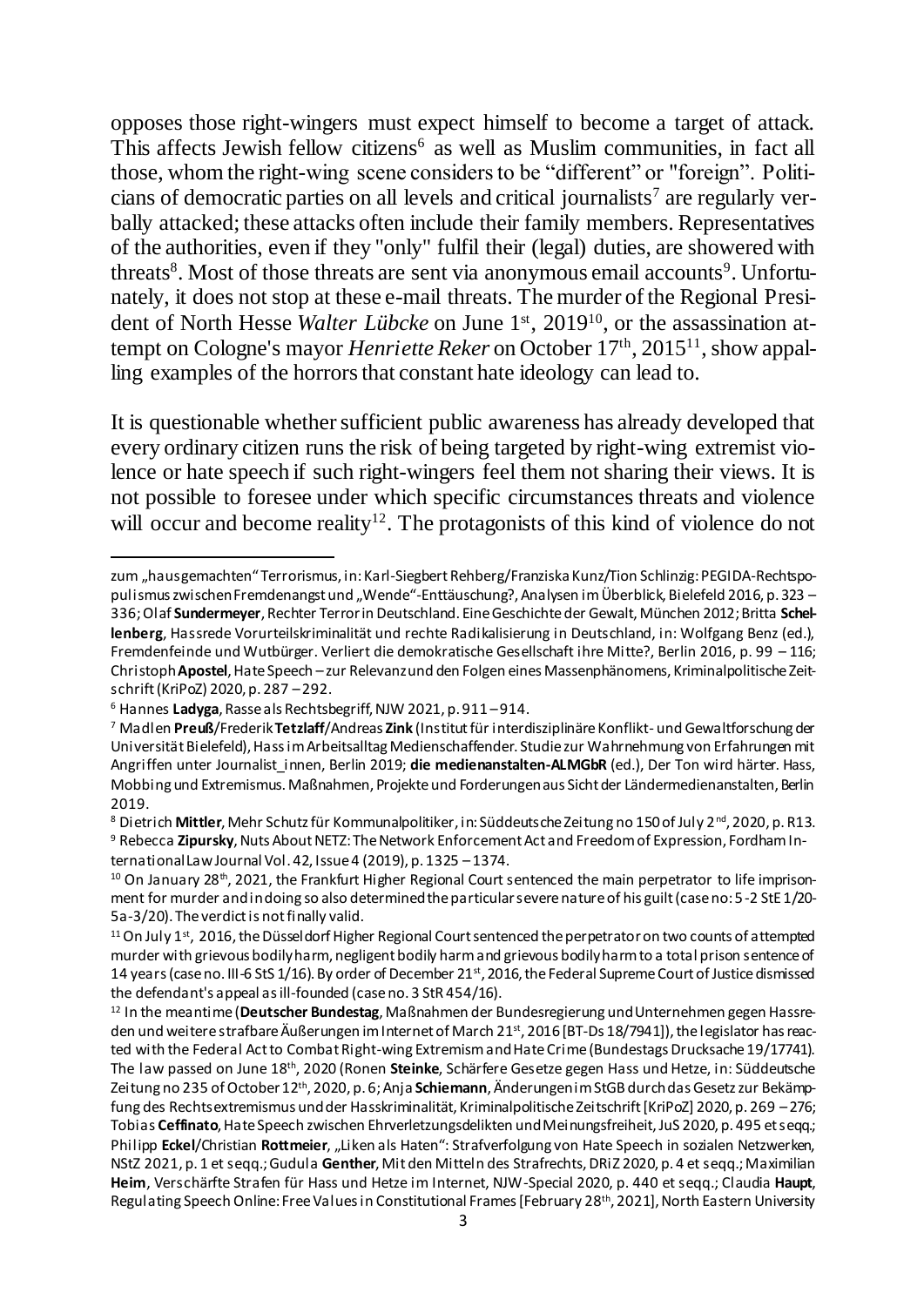opposes those right-wingers must expect himself to become a target of attack. This affects Jewish fellow citizens[6] as well as Muslim communities, in fact all those, whom the right-wing scene considers to be "different" or "foreign". Politicians of democratic parties on all levels and critical journalists[7] are regularly verbally attacked; these attacks often include their family members. Representatives of the authorities, even if they "only" fulfil their (legal) duties, are showered with threats[8]. Most of those threats are sent via anonymous email accounts[9]. Unfortunately, it does not stop at these e-mail threats. The murder of the Regional President of North Hesse *Walter Lübcke* on June 1st, 2019[10], or the assassination attempt on Cologne's mayor *Henriette Reker* on October 17th, 2015[11], show appalling examples of the horrors that constant hate ideology can lead to.

It is questionable whether sufficient public awareness has already developed that every ordinary citizen runs the risk of being targeted by right-wing extremist violence or hate speech if such right-wingers feel them not sharing their views. It is not possible to foresee under which specific circumstances threats and violence will occur and become reality[12]. The protagonists of this kind of violence do not

---

zum „hausgemachten" Terrorismus, in: Karl-Siegbert Rehberg/Franziska Kunz/Tion Schlinzig: PEGIDA-Rechtspopulismus zwischen Fremdenangst und „Wende"-Enttäuschung?, Analysen im Überblick, Bielefeld 2016, p. 323 – 336; Olaf **Sundermeyer**, Rechter Terror in Deutschland. Eine Geschichte der Gewalt, München 2012; Britta **Schellenberg**, Hassrede Vorurteilskriminalität und rechte Radikalisierung in Deutschland, in: Wolfgang Benz (ed.), Fremdenfeinde und Wutbürger. Verliert die demokratische Gesellschaft ihre Mitte?, Berlin 2016, p. 99 – 116; Christoph **Apostel**, Hate Speech – zur Relevanz und den Folgen eines Massenphänomens, Kriminalpolitische Zeitschrift (KriPoZ) 2020, p. 287 – 292.

[6] Hannes **Ladyga**, Rasse als Rechtsbegriff, NJW 2021, p. 911 – 914.

[7] Madlen **Preuß**/Frederik **Tetzlaff**/Andreas **Zink** (Institut für interdisziplinäre Konflikt- und Gewaltforschung der Universität Bielefeld), Hass im Arbeitsalltag Medienschaffender. Studie zur Wahrnehmung von Erfahrungen mit Angriffen unter Journalist_innen, Berlin 2019; **die medienanstalten-ALMGbR** (ed.), Der Ton wird härter. Hass, Mobbing und Extremismus. Maßnahmen, Projekte und Forderungen aus Sicht der Landesmedienanstalten, Berlin 2019.

[8] Dietrich **Mittler**, Mehr Schutz für Kommunalpolitiker, in: Süddeutsche Zeitung no 150 of July 2nd, 2020, p. R13.

[9] Rebecca **Zipursky**, Nuts About NETZ: The Network Enforcement Act and Freedom of Expression, Fordham International Law Journal Vol. 42, Issue 4 (2019), p. 1325 – 1374.

[10] On January 28th, 2021, the Frankfurt Higher Regional Court sentenced the main perpetrator to life imprisonment for murder and in doing so also determined the particular severe nature of his guilt (case no: 5-2 StE 1/20-5a-3/20). The verdict is not finally valid.

[11] On July 1st, 2016, the Düsseldorf Higher Regional Court sentenced the perpetrator on two counts of attempted murder with grievous bodily harm, negligent bodily harm and grievous bodily harm to a total prison sentence of 14 years (case no. III-6 StS 1/16). By order of December 21st, 2016, the Federal Supreme Court of Justice dismissed the defendant's appeal as ill-founded (case no. 3 StR 454/16).

[12] In the meantime (**Deutscher Bundestag**, Maßnahmen der Bundesregierung und Unternehmen gegen Hassreden und weitere strafbare Äußerungen im Internet of March 21st, 2016 [BT-Ds 18/7941]), the legislator has reacted with the Federal Act to Combat Right-wing Extremism and Hate Crime (Bundestags Drucksache 19/17741). The law passed on June 18th, 2020 (Ronen **Steinke**, Schärfere Gesetze gegen Hass und Hetze, in: Süddeutsche Zeitung no 235 of October 12th, 2020, p. 6; Anja **Schiemann**, Änderungen im StGB durch das Gesetz zur Bekämpfung des Rechtsextremismus und der Hasskriminalität, Kriminalpolitische Zeitschrift [KriPoZ] 2020, p. 269 – 276; Tobias **Ceffinato**, Hate Speech zwischen Ehrverletzungsdelikten und Meinungsfreiheit, JuS 2020, p. 495 et seqq.; Philipp **Eckel**/Christian **Rottmeier**, „Liken als Haten": Strafverfolgung von Hate Speech in sozialen Netzwerken, NStZ 2021, p. 1 et seqq.; Gudula **Genther**, Mit den Mitteln des Strafrechts, DRiZ 2020, p. 4 et seqq.; Maximilian **Heim**, Verschärfte Strafen für Hass und Hetze im Internet, NJW-Special 2020, p. 440 et seqq.; Claudia **Haupt**, Regulating Speech Online: Free Values in Constitutional Frames [February 28th, 2021], North Eastern University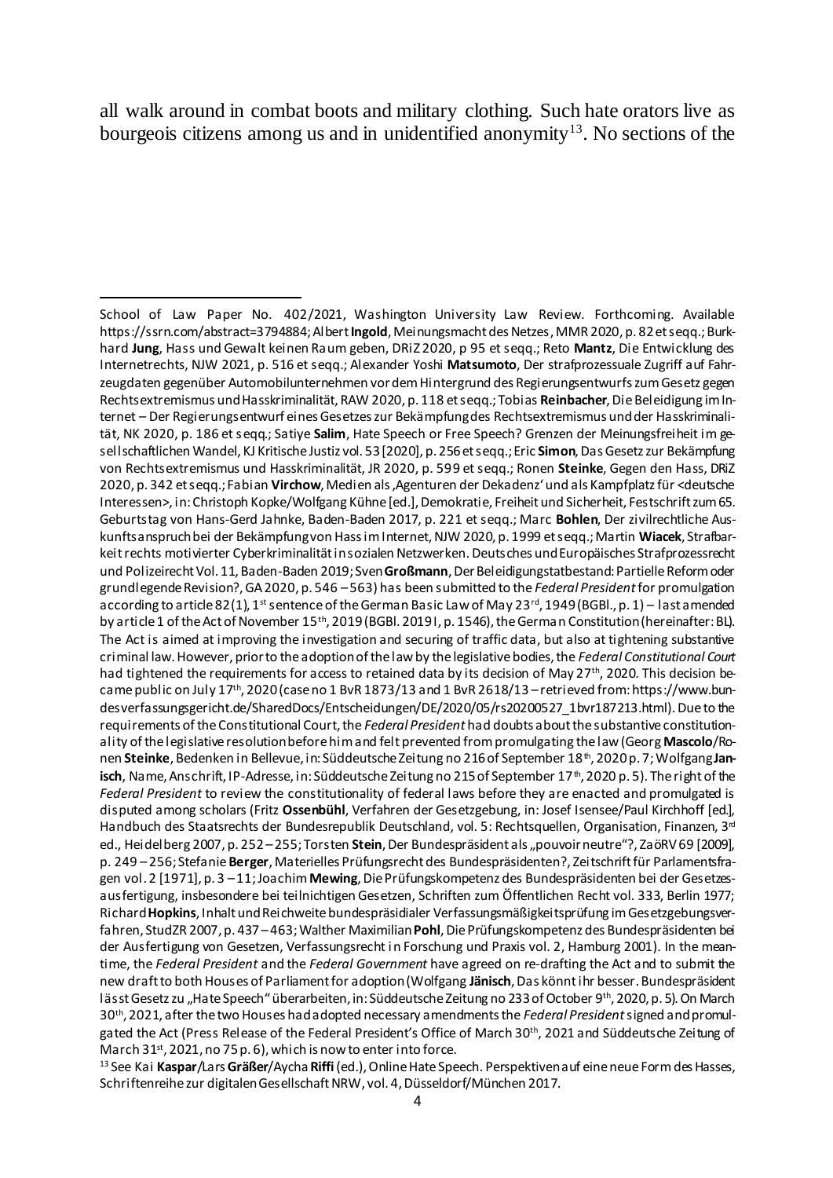all walk around in combat boots and military clothing. Such hate orators live as bourgeois citizens among us and in unidentified anonymity[13]. No sections of the

---

School of Law Paper No. 402/2021, Washington University Law Review. Forthcoming. Available https://ssrn.com/abstract=3794884; Albert **Ingold**, Meinungsmacht des Netzes, MMR 2020, p. 82 et seqq.; Burkhard **Jung**, Hass und Gewalt keinen Raum geben, DRiZ 2020, p 95 et seqq.; Reto **Mantz**, Die Entwicklung des Internetrechts, NJW 2021, p. 516 et seqq.; Alexander Yoshi **Matsumoto**, Der strafprozessuale Zugriff auf Fahrzeugdaten gegenüber Automobilunternehmen vor dem Hintergrund des Regierungsentwurfs zum Gesetz gegen Rechtsextremismus und Hasskriminalität, RAW 2020, p. 118 et seqq.; Tobias **Reinbacher**, Die Beleidigung im Internet – Der Regierungsentwurf eines Gesetzes zur Bekämpfung des Rechtsextremismus und der Hasskriminalität, NK 2020, p. 186 et seqq.; Satiye **Salim**, Hate Speech or Free Speech? Grenzen der Meinungsfreiheit im gesellschaftlichen Wandel, KJ Kritische Justiz vol. 53 [2020], p. 256 et seqq.; Eric **Simon**, Das Gesetz zur Bekämpfung von Rechtsextremismus und Hasskriminalität, JR 2020, p. 599 et seqq.; Ronen **Steinke**, Gegen den Hass, DRiZ 2020, p. 342 et seqq.; Fabian **Virchow**, Medien als ‚Agenturen der Dekadenz' und als Kampfplatz für <deutsche Interessen>, in: Christoph Kopke/Wolfgang Kühne [ed.], Demokratie, Freiheit und Sicherheit, Festschrift zum 65. Geburtstag von Hans-Gerd Jahnke, Baden-Baden 2017, p. 221 et seqq.; Marc **Bohlen**, Der zivilrechtliche Auskunftsanspruch bei der Bekämpfung von Hass im Internet, NJW 2020, p. 1999 et seqq.; Martin **Wiacek**, Strafbarkeit rechts motivierter Cyberkriminalität in sozialen Netzwerken. Deutsches und Europäisches Strafprozessrecht und Polizeirecht Vol. 11, Baden-Baden 2019; Sven **Großmann**, Der Beleidigungstatbestand: Partielle Reform oder grundlegende Revision?, GA 2020, p. 546 – 563) has been submitted to the *Federal President* for promulgation according to article 82(1), 1st sentence of the German Basic Law of May 23rd, 1949 (BGBl., p. 1) – last amended by article 1 of the Act of November 15th, 2019 (BGBl. 2019 I, p. 1546), the German Constitution (hereinafter: BL). The Act is aimed at improving the investigation and securing of traffic data, but also at tightening substantive criminal law. However, prior to the adoption of the law by the legislative bodies, the *Federal Constitutional Court* had tightened the requirements for access to retained data by its decision of May 27th, 2020. This decision became public on July 17th, 2020 (case no 1 BvR 1873/13 and 1 BvR 2618/13 – retrieved from: https://www.bundesverfassungsgericht.de/SharedDocs/Entscheidungen/DE/2020/05/rs20200527_1bvr187213.html). Due to the requirements of the Constitutional Court, the *Federal President* had doubts about the substantive constitutionality of the legislative resolution before him and felt prevented from promulgating the law (Georg **Mascolo**/Ronen **Steinke**, Bedenken in Bellevue, in: Süddeutsche Zeitung no 216 of September 18th, 2020 p. 7; Wolfgang **Janisch**, Name, Anschrift, IP-Adresse, in: Süddeutsche Zeitung no 215 of September 17th, 2020 p. 5). The right of the *Federal President* to review the constitutionality of federal laws before they are enacted and promulgated is disputed among scholars (Fritz **Ossenbühl**, Verfahren der Gesetzgebung, in: Josef Isensee/Paul Kirchhoff [ed.], Handbuch des Staatsrechts der Bundesrepublik Deutschland, vol. 5: Rechtsquellen, Organisation, Finanzen, 3rd ed., Heidelberg 2007, p. 252 – 255; Torsten **Stein**, Der Bundespräsident als „pouvoir neutre"?, ZaöRV 69 [2009], p. 249 – 256; Stefanie **Berger**, Materielles Prüfungsrecht des Bundespräsidenten?, Zeitschrift für Parlamentsfragen vol. 2 [1971], p. 3 – 11; Joachim **Mewing**, Die Prüfungskompetenz des Bundespräsidenten bei der Gesetzesausfertigung, insbesondere bei teilnichtigen Gesetzen, Schriften zum Öffentlichen Recht vol. 333, Berlin 1977; Richard **Hopkins**, Inhalt und Reichweite bundespräsidialer Verfassungsmäßigkeitsprüfung im Gesetzgebungsverfahren, StudZR 2007, p. 437 – 463; Walther Maximilian **Pohl**, Die Prüfungskompetenz des Bundespräsidenten bei der Ausfertigung von Gesetzen, Verfassungsrecht in Forschung und Praxis vol. 2, Hamburg 2001). In the meantime, the *Federal President* and the *Federal Government* have agreed on re-drafting the Act and to submit the new draft to both Houses of Parliament for adoption (Wolfgang **Jänisch**, Das könnt ihr besser. Bundespräsident lässt Gesetz zu „Hate Speech" überarbeiten, in: Süddeutsche Zeitung no 233 of October 9th, 2020, p. 5). On March 30th, 2021, after the two Houses had adopted necessary amendments the *Federal President* signed and promulgated the Act (Press Release of the Federal President's Office of March 30th, 2021 and Süddeutsche Zeitung of March 31st, 2021, no 75 p. 6), which is now to enter into force.

[13] See Kai **Kaspar**/Lars **Gräßer**/Aycha **Riffi** (ed.), Online Hate Speech. Perspektiven auf eine neue Form des Hasses, Schriftenreihe zur digitalen Gesellschaft NRW, vol. 4, Düsseldorf/München 2017.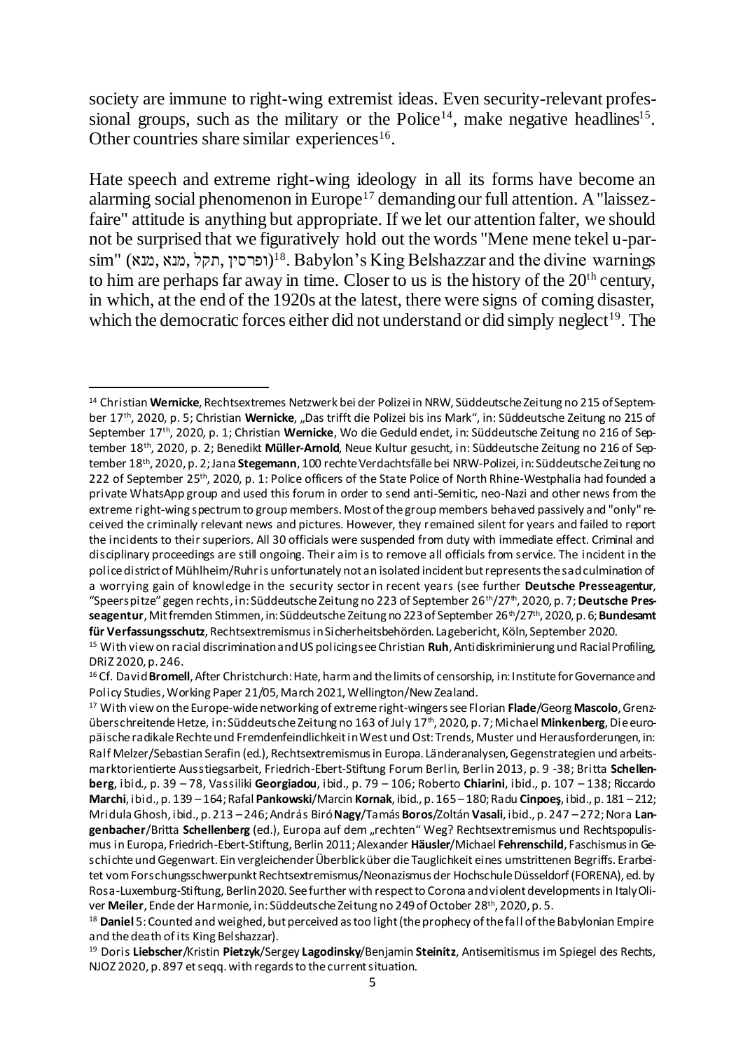society are immune to right-wing extremist ideas. Even security-relevant professional groups, such as the military or the Police[14], make negative headlines[15]. Other countries share similar experiences[16].

Hate speech and extreme right-wing ideology in all its forms have become an alarming social phenomenon in Europe[17] demanding our full attention. A "laissez-faire" attitude is anything but appropriate. If we let our attention falter, we should not be surprised that we figuratively hold out the words "Mene mene tekel u-parsim" (מנא, מנא, תקל, ופרסין)[18]. Babylon's King Belshazzar and the divine warnings to him are perhaps far away in time. Closer to us is the history of the 20th century, in which, at the end of the 1920s at the latest, there were signs of coming disaster, which the democratic forces either did not understand or did simply neglect[19]. The

---

[14] Christian **Wernicke**, Rechtsextremes Netzwerk bei der Polizei in NRW, Süddeutsche Zeitung no 215 of September 17th, 2020, p. 5; Christian **Wernicke**, „Das trifft die Polizei bis ins Mark", in: Süddeutsche Zeitung no 215 of September 17th, 2020, p. 1; Christian **Wernicke**, Wo die Geduld endet, in: Süddeutsche Zeitung no 216 of September 18th, 2020, p. 2; Benedikt **Müller-Arnold**, Neue Kultur gesucht, in: Süddeutsche Zeitung no 216 of September 18th, 2020, p. 2; Jana **Stegemann**, 100 rechte Verdachtsfälle bei NRW-Polizei, in: Süddeutsche Zeitung no 222 of September 25th, 2020, p. 1: Police officers of the State Police of North Rhine-Westphalia had founded a private WhatsApp group and used this forum in order to send anti-Semitic, neo-Nazi and other news from the extreme right-wing spectrum to group members. Most of the group members behaved passively and "only" received the criminally relevant news and pictures. However, they remained silent for years and failed to report the incidents to their superiors. All 30 officials were suspended from duty with immediate effect. Criminal and disciplinary proceedings are still ongoing. Their aim is to remove all officials from service. The incident in the police district of Mühlheim/Ruhr is unfortunately not an isolated incident but represents the sad culmination of a worrying gain of knowledge in the security sector in recent years (see further **Deutsche Presseagentur**, "Speerspitze" gegen rechts, in: Süddeutsche Zeitung no 223 of September 26th/27th, 2020, p. 7; **Deutsche Presseagentur**, Mit fremden Stimmen, in: Süddeutsche Zeitung no 223 of September 26th/27th, 2020, p. 6; **Bundesamt für Verfassungsschutz**, Rechtsextremismus in Sicherheitsbehörden. Lagebericht, Köln, September 2020.

[15] With view on racial discrimination and US policing see Christian **Ruh**, Antidiskriminierung und Racial Profiling, DRiZ 2020, p. 246.

[16] Cf. David **Bromell**, After Christchurch: Hate, harm and the limits of censorship, in: Institute for Governance and Policy Studies, Working Paper 21/05, March 2021, Wellington/New Zealand.

[17] With view on the Europe-wide networking of extreme right-wingers see Florian **Flade**/Georg **Mascolo**, Grenzüberschreitende Hetze, in: Süddeutsche Zeitung no 163 of July 17th, 2020, p. 7; Michael **Minkenberg**, Die europäische radikale Rechte und Fremdenfeindlichkeit in West und Ost: Trends, Muster und Herausforderungen, in: Ralf Melzer/Sebastian Serafin (ed.), Rechtsextremismus in Europa. Länderanalysen, Gegenstrategien und arbeitsmarktorientierte Ausstiegsarbeit, Friedrich-Ebert-Stiftung Forum Berlin, Berlin 2013, p. 9 -38; Britta **Schellenberg**, ibid., p. 39 – 78, Vassiliki **Georgiadou**, ibid., p. 79 – 106; Roberto **Chiarini**, ibid., p. 107 – 138; Riccardo **Marchi**, ibid., p. 139 – 164; Rafal **Pankowski**/Marcin **Kornak**, ibid., p. 165 – 180; Radu **Cinpoeş**, ibid., p. 181 – 212; Mridula Ghosh, ibid., p. 213 – 246; András Biró **Nagy**/Tamás **Boros**/Zoltán **Vasali**, ibid., p. 247 – 272; Nora **Langenbacher**/Britta **Schellenberg** (ed.), Europa auf dem „rechten" Weg? Rechtsextremismus und Rechtspopulismus in Europa, Friedrich-Ebert-Stiftung, Berlin 2011; Alexander **Häusler**/Michael **Fehrenschild**, Faschismus in Geschichte und Gegenwart. Ein vergleichender Überblick über die Tauglichkeit eines umstrittenen Begriffs. Erarbeitet vom Forschungsschwerpunkt Rechtsextremismus/Neonazismus der Hochschule Düsseldorf (FORENA), ed. by Rosa-Luxemburg-Stiftung, Berlin 2020. See further with respect to Corona and violent developments in Italy Oliver **Meiler**, Ende der Harmonie, in: Süddeutsche Zeitung no 249 of October 28th, 2020, p. 5.

[18] **Daniel** 5: Counted and weighed, but perceived as too light (the prophecy of the fall of the Babylonian Empire and the death of its King Belshazzar).

[19] Doris **Liebscher**/Kristin **Pietzyk**/Sergey **Lagodinsky**/Benjamin **Steinitz**, Antisemitismus im Spiegel des Rechts, NJOZ 2020, p. 897 et seqq. with regards to the current situation.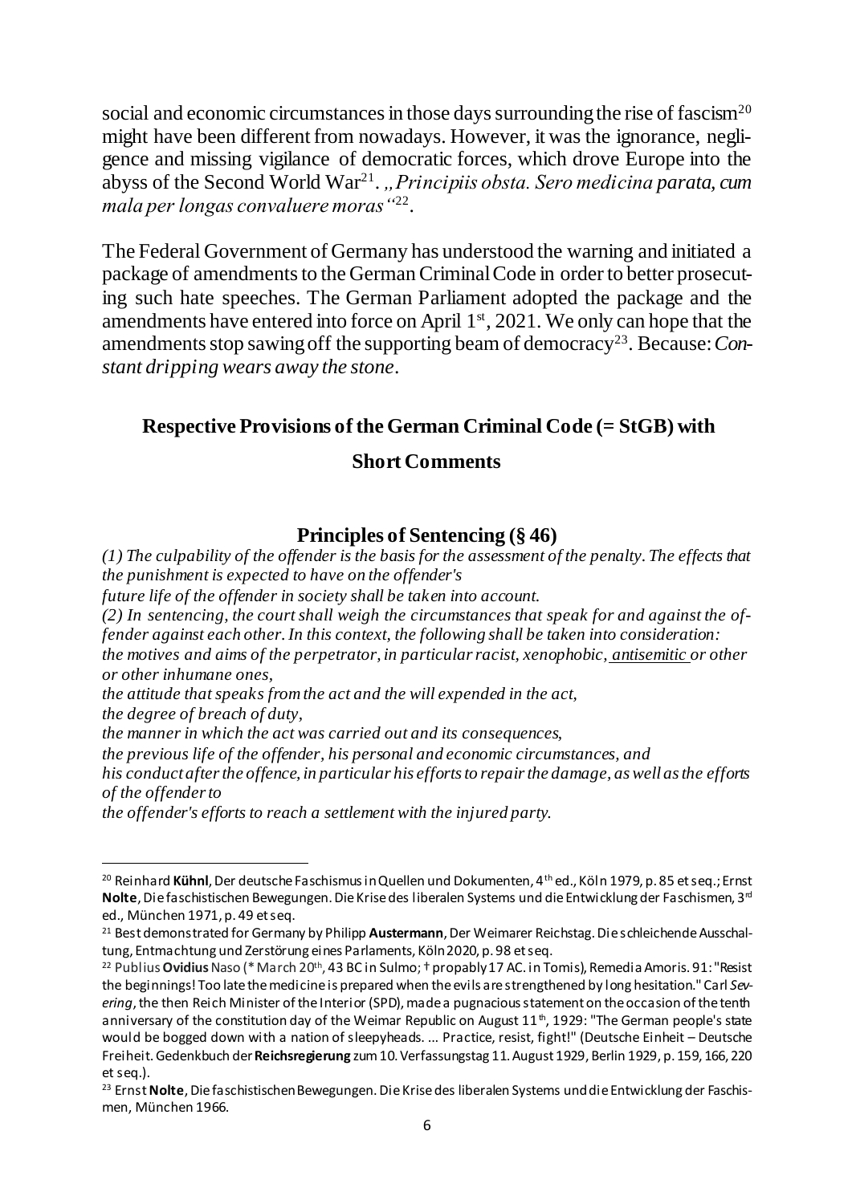social and economic circumstances in those days surrounding the rise of fascism[20] might have been different from nowadays. However, it was the ignorance, negligence and missing vigilance of democratic forces, which drove Europe into the abyss of the Second World War[21]. *„Principiis obsta. Sero medicina parata, cum mala per longas convaluere moras"*[22].

The Federal Government of Germany has understood the warning and initiated a package of amendments to the German Criminal Code in order to better prosecuting such hate speeches. The German Parliament adopted the package and the amendments have entered into force on April 1st, 2021. We only can hope that the amendments stop sawing off the supporting beam of democracy[23]. Because: *Constant dripping wears away the stone*.

## Respective Provisions of the German Criminal Code (= StGB) with Short Comments

### Principles of Sentencing (§ 46)

*(1) The culpability of the offender is the basis for the assessment of the penalty. The effects that the punishment is expected to have on the offender's*
*future life of the offender in society shall be taken into account.*
*(2) In sentencing, the court shall weigh the circumstances that speak for and against the offender against each other. In this context, the following shall be taken into consideration:*
*the motives and aims of the perpetrator, in particular racist, xenophobic, antisemitic or other or other inhumane ones,*
*the attitude that speaks from the act and the will expended in the act,*
*the degree of breach of duty,*
*the manner in which the act was carried out and its consequences,*
*the previous life of the offender, his personal and economic circumstances, and*
*his conduct after the offence, in particular his efforts to repair the damage, as well as the efforts of the offender to*
*the offender's efforts to reach a settlement with the injured party.*

---

[20] Reinhard **Kühnl**, Der deutsche Faschismus in Quellen und Dokumenten, 4th ed., Köln 1979, p. 85 et seq.; Ernst **Nolte**, Die faschistischen Bewegungen. Die Krise des liberalen Systems und der Entwicklung der Faschismen, 3rd ed., München 1971, p. 49 et seq.

[21] Best demonstrated for Germany by Philipp **Austermann**, Der Weimarer Reichstag. Die schleichende Ausschaltung, Entmachtung und Zerstörung eines Parlaments, Köln 2020, p. 98 et seq.

[22] Publius **Ovidius** Naso (* March 20th, 43 BC in Sulmo; † propably 17 AC. in Tomis), Remedia Amoris. 91: "Resist the beginnings! Too late the medicine is prepared when the evils are strengthened by long hesitation." Carl *Severing*, the then Reich Minister of the Interior (SPD), made a pugnacious statement on the occasion of the tenth anniversary of the constitution day of the Weimar Republic on August 11th, 1929: "The German people's state would be bogged down with a nation of sleepyheads. ... Practice, resist, fight!" (Deutsche Einheit – Deutsche Freiheit. Gedenkbuch der **Reichsregierung** zum 10. Verfassungstag 11. August 1929, Berlin 1929, p. 159, 166, 220 et seq.).

[23] Ernst **Nolte**, Die faschistischen Bewegungen. Die Krise des liberalen Systems und die Entwicklung der Faschismen, München 1966.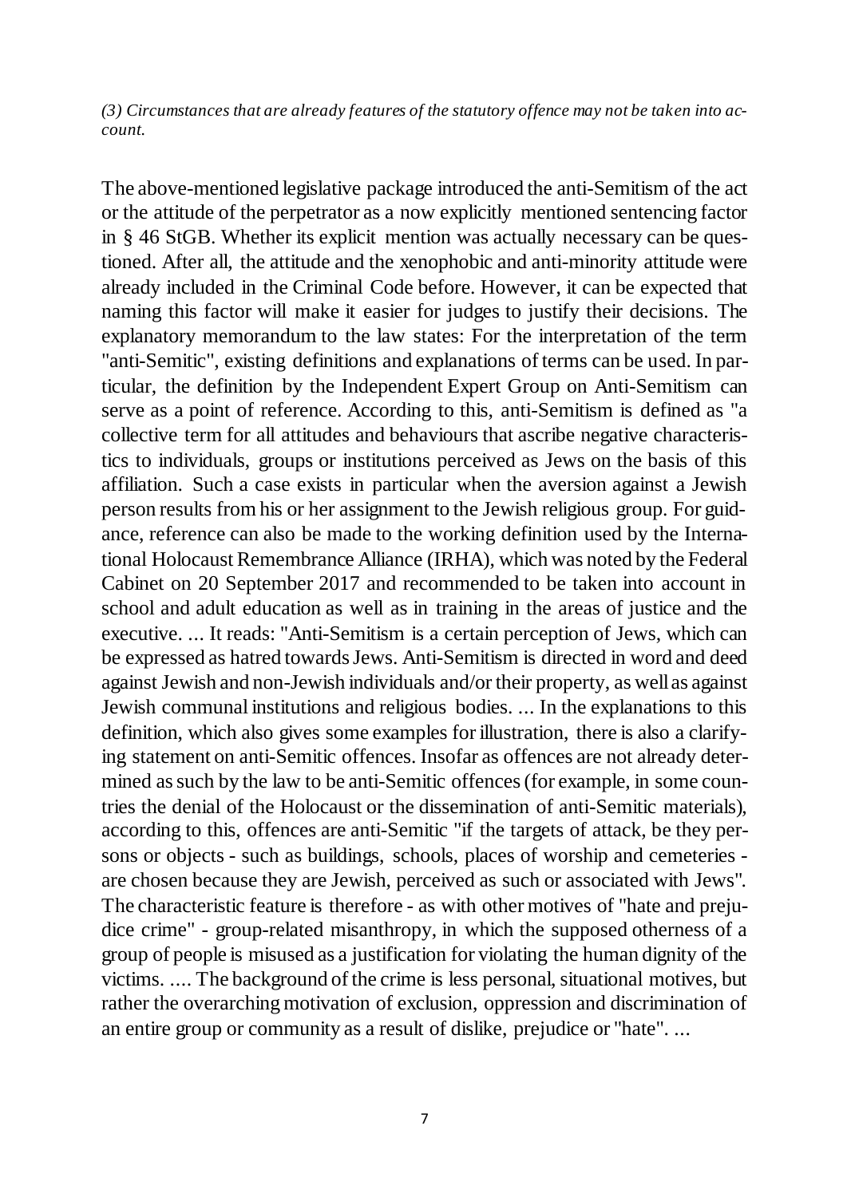*(3) Circumstances that are already features of the statutory offence may not be taken into account.*

The above-mentioned legislative package introduced the anti-Semitism of the act or the attitude of the perpetrator as a now explicitly mentioned sentencing factor in § 46 StGB. Whether its explicit mention was actually necessary can be questioned. After all, the attitude and the xenophobic and anti-minority attitude were already included in the Criminal Code before. However, it can be expected that naming this factor will make it easier for judges to justify their decisions. The explanatory memorandum to the law states: For the interpretation of the term "anti-Semitic", existing definitions and explanations of terms can be used. In particular, the definition by the Independent Expert Group on Anti-Semitism can serve as a point of reference. According to this, anti-Semitism is defined as "a collective term for all attitudes and behaviours that ascribe negative characteristics to individuals, groups or institutions perceived as Jews on the basis of this affiliation. Such a case exists in particular when the aversion against a Jewish person results from his or her assignment to the Jewish religious group. For guidance, reference can also be made to the working definition used by the International Holocaust Remembrance Alliance (IRHA), which was noted by the Federal Cabinet on 20 September 2017 and recommended to be taken into account in school and adult education as well as in training in the areas of justice and the executive. ... It reads: "Anti-Semitism is a certain perception of Jews, which can be expressed as hatred towards Jews. Anti-Semitism is directed in word and deed against Jewish and non-Jewish individuals and/or their property, as well as against Jewish communal institutions and religious bodies. ... In the explanations to this definition, which also gives some examples for illustration, there is also a clarifying statement on anti-Semitic offences. Insofar as offences are not already determined as such by the law to be anti-Semitic offences (for example, in some countries the denial of the Holocaust or the dissemination of anti-Semitic materials), according to this, offences are anti-Semitic "if the targets of attack, be they persons or objects - such as buildings, schools, places of worship and cemeteries - are chosen because they are Jewish, perceived as such or associated with Jews". The characteristic feature is therefore - as with other motives of "hate and prejudice crime" - group-related misanthropy, in which the supposed otherness of a group of people is misused as a justification for violating the human dignity of the victims. .... The background of the crime is less personal, situational motives, but rather the overarching motivation of exclusion, oppression and discrimination of an entire group or community as a result of dislike, prejudice or "hate". ...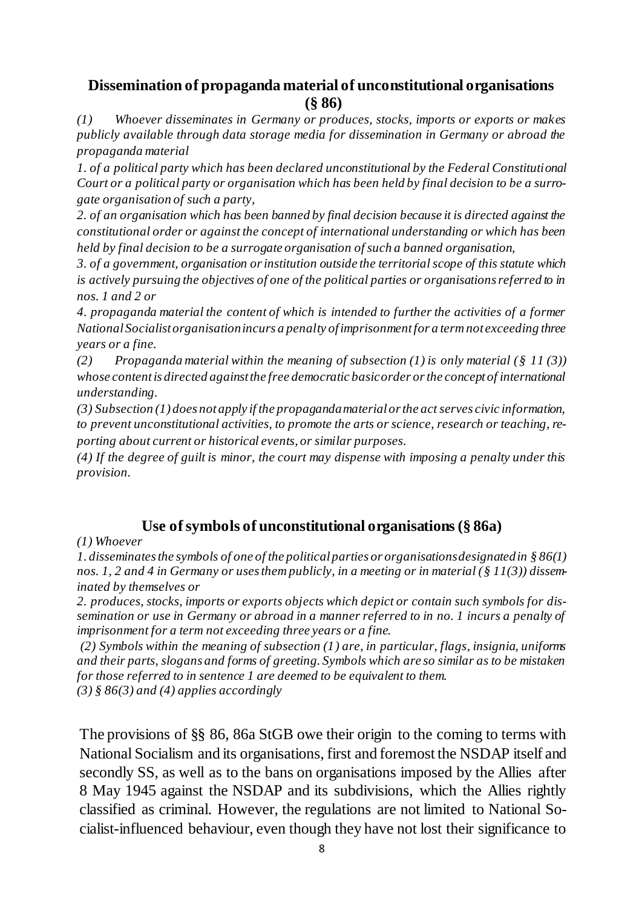## Dissemination of propaganda material of unconstitutional organisations (§ 86)

*(1) Whoever disseminates in Germany or produces, stocks, imports or exports or makes publicly available through data storage media for dissemination in Germany or abroad the propaganda material*

*1. of a political party which has been declared unconstitutional by the Federal Constitutional Court or a political party or organisation which has been held by final decision to be a surrogate organisation of such a party,*

*2. of an organisation which has been banned by final decision because it is directed against the constitutional order or against the concept of international understanding or which has been held by final decision to be a surrogate organisation of such a banned organisation,*

*3. of a government, organisation or institution outside the territorial scope of this statute which is actively pursuing the objectives of one of the political parties or organisations referred to in nos. 1 and 2 or*

*4. propaganda material the content of which is intended to further the activities of a former National Socialist organisation incurs a penalty of imprisonment for a term not exceeding three years or a fine.*

*(2) Propaganda material within the meaning of subsection (1) is only material (§ 11 (3)) whose content is directed against the free democratic basic order or the concept of international understanding.*

*(3) Subsection (1) does not apply if the propaganda material or the act serves civic information, to prevent unconstitutional activities, to promote the arts or science, research or teaching, reporting about current or historical events, or similar purposes.*

*(4) If the degree of guilt is minor, the court may dispense with imposing a penalty under this provision.*

## Use of symbols of unconstitutional organisations (§ 86a)

*(1) Whoever*

*1. disseminates the symbols of one of the political parties or organisations designated in § 86(1) nos. 1, 2 and 4 in Germany or uses them publicly, in a meeting or in material (§ 11(3)) disseminated by themselves or*

*2. produces, stocks, imports or exports objects which depict or contain such symbols for dissemination or use in Germany or abroad in a manner referred to in no. 1 incurs a penalty of imprisonment for a term not exceeding three years or a fine.*

*(2) Symbols within the meaning of subsection (1) are, in particular, flags, insignia, uniforms and their parts, slogans and forms of greeting. Symbols which are so similar as to be mistaken for those referred to in sentence 1 are deemed to be equivalent to them.*

*(3) § 86(3) and (4) applies accordingly*

The provisions of §§ 86, 86a StGB owe their origin to the coming to terms with National Socialism and its organisations, first and foremost the NSDAP itself and secondly SS, as well as to the bans on organisations imposed by the Allies after 8 May 1945 against the NSDAP and its subdivisions, which the Allies rightly classified as criminal. However, the regulations are not limited to National Socialist-influenced behaviour, even though they have not lost their significance to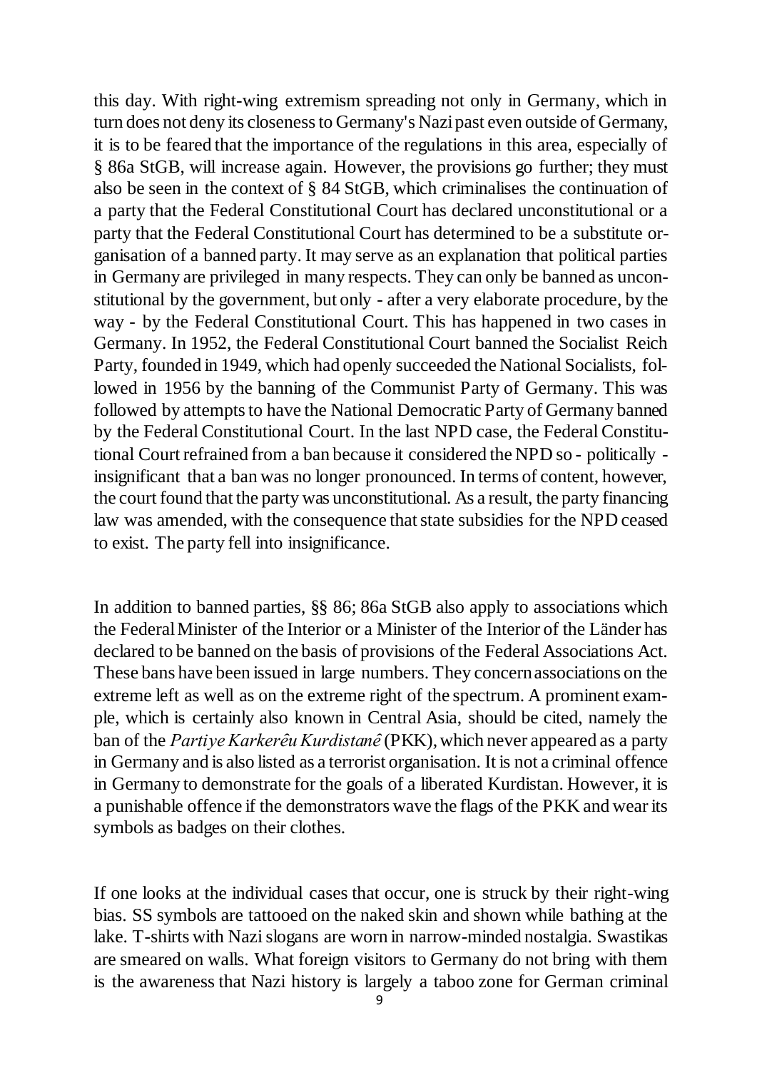this day. With right-wing extremism spreading not only in Germany, which in turn does not deny its closeness to Germany's Nazi past even outside of Germany, it is to be feared that the importance of the regulations in this area, especially of § 86a StGB, will increase again. However, the provisions go further; they must also be seen in the context of § 84 StGB, which criminalises the continuation of a party that the Federal Constitutional Court has declared unconstitutional or a party that the Federal Constitutional Court has determined to be a substitute organisation of a banned party. It may serve as an explanation that political parties in Germany are privileged in many respects. They can only be banned as unconstitutional by the government, but only - after a very elaborate procedure, by the way - by the Federal Constitutional Court. This has happened in two cases in Germany. In 1952, the Federal Constitutional Court banned the Socialist Reich Party, founded in 1949, which had openly succeeded the National Socialists, followed in 1956 by the banning of the Communist Party of Germany. This was followed by attempts to have the National Democratic Party of Germany banned by the Federal Constitutional Court. In the last NPD case, the Federal Constitutional Court refrained from a ban because it considered the NPD so - politically - insignificant that a ban was no longer pronounced. In terms of content, however, the court found that the party was unconstitutional. As a result, the party financing law was amended, with the consequence that state subsidies for the NPD ceased to exist. The party fell into insignificance.

In addition to banned parties, §§ 86; 86a StGB also apply to associations which the Federal Minister of the Interior or a Minister of the Interior of the Länder has declared to be banned on the basis of provisions of the Federal Associations Act. These bans have been issued in large numbers. They concern associations on the extreme left as well as on the extreme right of the spectrum. A prominent example, which is certainly also known in Central Asia, should be cited, namely the ban of the *Partiye Karkerêu Kurdistanê* (PKK), which never appeared as a party in Germany and is also listed as a terrorist organisation. It is not a criminal offence in Germany to demonstrate for the goals of a liberated Kurdistan. However, it is a punishable offence if the demonstrators wave the flags of the PKK and wear its symbols as badges on their clothes.

If one looks at the individual cases that occur, one is struck by their right-wing bias. SS symbols are tattooed on the naked skin and shown while bathing at the lake. T-shirts with Nazi slogans are worn in narrow-minded nostalgia. Swastikas are smeared on walls. What foreign visitors to Germany do not bring with them is the awareness that Nazi history is largely a taboo zone for German criminal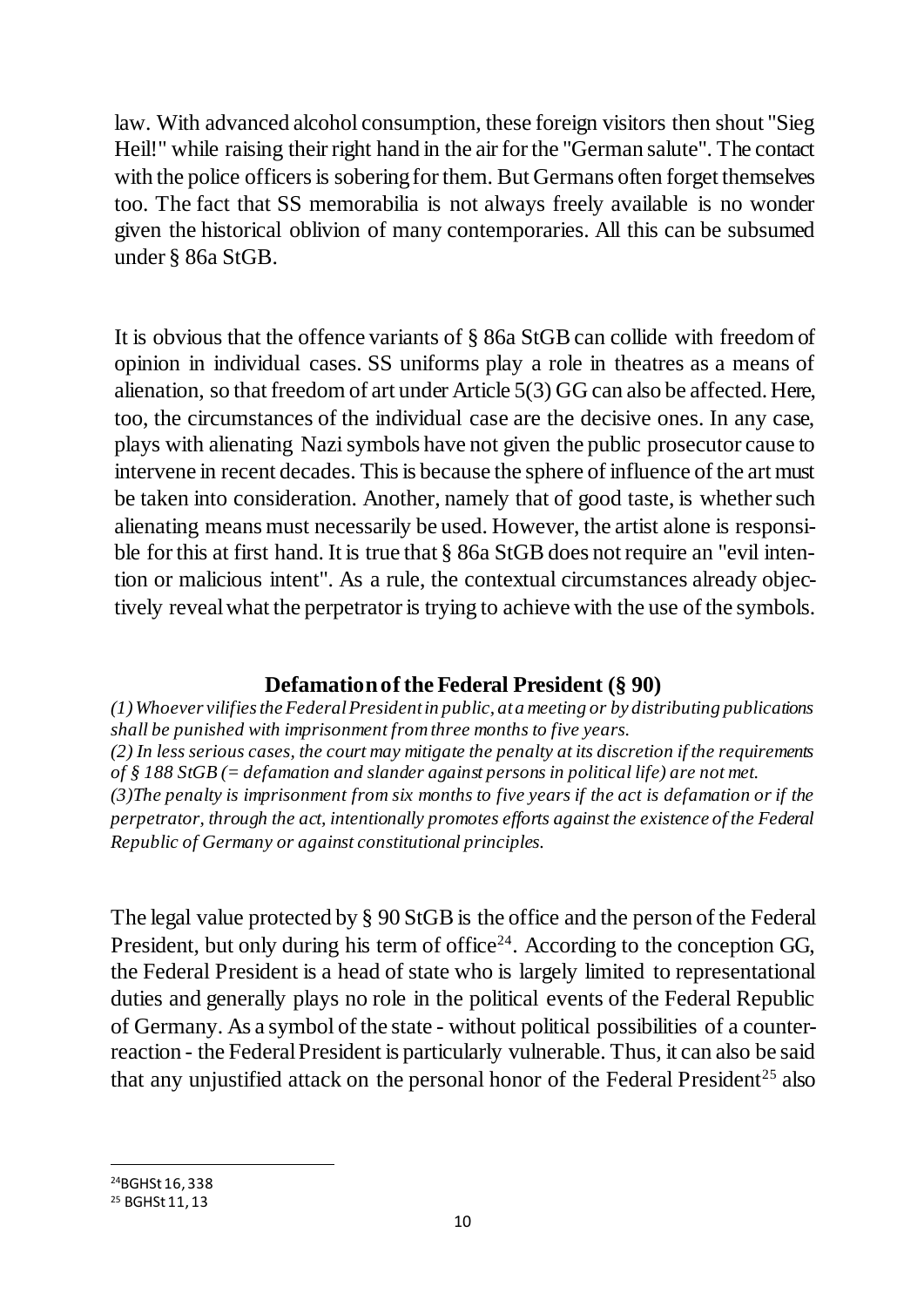law. With advanced alcohol consumption, these foreign visitors then shout "Sieg Heil!" while raising their right hand in the air for the "German salute". The contact with the police officers is sobering for them. But Germans often forget themselves too. The fact that SS memorabilia is not always freely available is no wonder given the historical oblivion of many contemporaries. All this can be subsumed under § 86a StGB.

It is obvious that the offence variants of § 86a StGB can collide with freedom of opinion in individual cases. SS uniforms play a role in theatres as a means of alienation, so that freedom of art under Article 5(3) GG can also be affected. Here, too, the circumstances of the individual case are the decisive ones. In any case, plays with alienating Nazi symbols have not given the public prosecutor cause to intervene in recent decades. This is because the sphere of influence of the art must be taken into consideration. Another, namely that of good taste, is whether such alienating means must necessarily be used. However, the artist alone is responsible for this at first hand. It is true that § 86a StGB does not require an "evil intention or malicious intent". As a rule, the contextual circumstances already objectively reveal what the perpetrator is trying to achieve with the use of the symbols.

### Defamation of the Federal President (§ 90)

*(1) Whoever vilifies the Federal President in public, at a meeting or by distributing publications shall be punished with imprisonment from three months to five years.*

*(2) In less serious cases, the court may mitigate the penalty at its discretion if the requirements of § 188 StGB (= defamation and slander against persons in political life) are not met.*

*(3)The penalty is imprisonment from six months to five years if the act is defamation or if the perpetrator, through the act, intentionally promotes efforts against the existence of the Federal Republic of Germany or against constitutional principles.*

The legal value protected by § 90 StGB is the office and the person of the Federal President, but only during his term of office[24]. According to the conception GG, the Federal President is a head of state who is largely limited to representational duties and generally plays no role in the political events of the Federal Republic of Germany. As a symbol of the state - without political possibilities of a counter-reaction - the Federal President is particularly vulnerable. Thus, it can also be said that any unjustified attack on the personal honor of the Federal President[25] also

[24] BGHSt 16, 338

[25] BGHSt 11, 13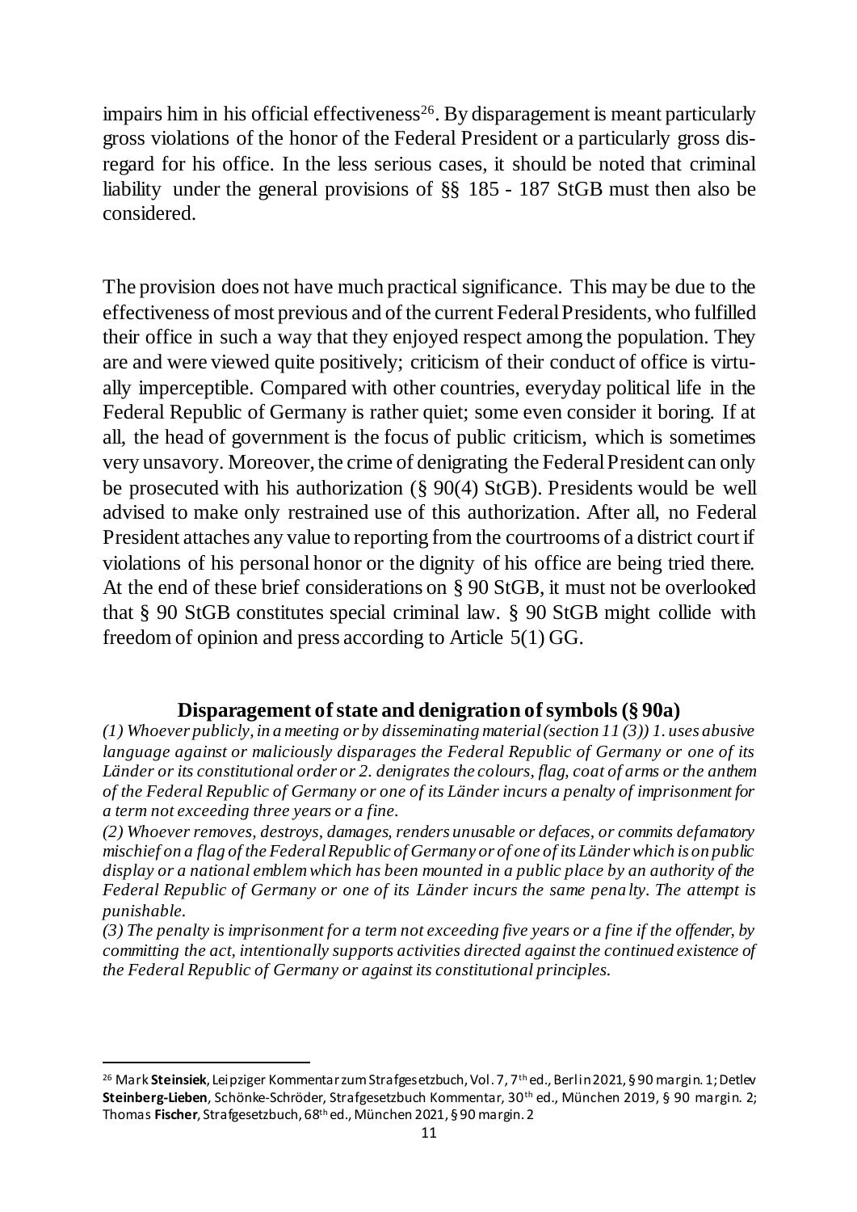impairs him in his official effectiveness[26]. By disparagement is meant particularly gross violations of the honor of the Federal President or a particularly gross disregard for his office. In the less serious cases, it should be noted that criminal liability under the general provisions of §§ 185 - 187 StGB must then also be considered.

The provision does not have much practical significance. This may be due to the effectiveness of most previous and of the current Federal Presidents, who fulfilled their office in such a way that they enjoyed respect among the population. They are and were viewed quite positively; criticism of their conduct of office is virtually imperceptible. Compared with other countries, everyday political life in the Federal Republic of Germany is rather quiet; some even consider it boring. If at all, the head of government is the focus of public criticism, which is sometimes very unsavory. Moreover, the crime of denigrating the Federal President can only be prosecuted with his authorization (§ 90(4) StGB). Presidents would be well advised to make only restrained use of this authorization. After all, no Federal President attaches any value to reporting from the courtrooms of a district court if violations of his personal honor or the dignity of his office are being tried there. At the end of these brief considerations on § 90 StGB, it must not be overlooked that § 90 StGB constitutes special criminal law. § 90 StGB might collide with freedom of opinion and press according to Article 5(1) GG.

### Disparagement of state and denigration of symbols (§ 90a)

*(1) Whoever publicly, in a meeting or by disseminating material (section 11 (3)) 1. uses abusive language against or maliciously disparages the Federal Republic of Germany or one of its Länder or its constitutional order or 2. denigrates the colours, flag, coat of arms or the anthem of the Federal Republic of Germany or one of its Länder incurs a penalty of imprisonment for a term not exceeding three years or a fine.*

*(2) Whoever removes, destroys, damages, renders unusable or defaces, or commits defamatory mischief on a flag of the Federal Republic of Germany or of one of its Länder which is on public display or a national emblem which has been mounted in a public place by an authority of the Federal Republic of Germany or one of its Länder incurs the same penalty. The attempt is punishable.*

*(3) The penalty is imprisonment for a term not exceeding five years or a fine if the offender, by committing the act, intentionally supports activities directed against the continued existence of the Federal Republic of Germany or against its constitutional principles.*

---

[26] Mark **Steinsiek**, Leipziger Kommentar zum Strafgesetzbuch, Vol. 7, 7th ed., Berlin 2021, § 90 margin. 1; Detlev **Steinberg-Lieben**, Schönke-Schröder, Strafgesetzbuch Kommentar, 30th ed., München 2019, § 90 margin. 2; Thomas **Fischer**, Strafgesetzbuch, 68th ed., München 2021, § 90 margin. 2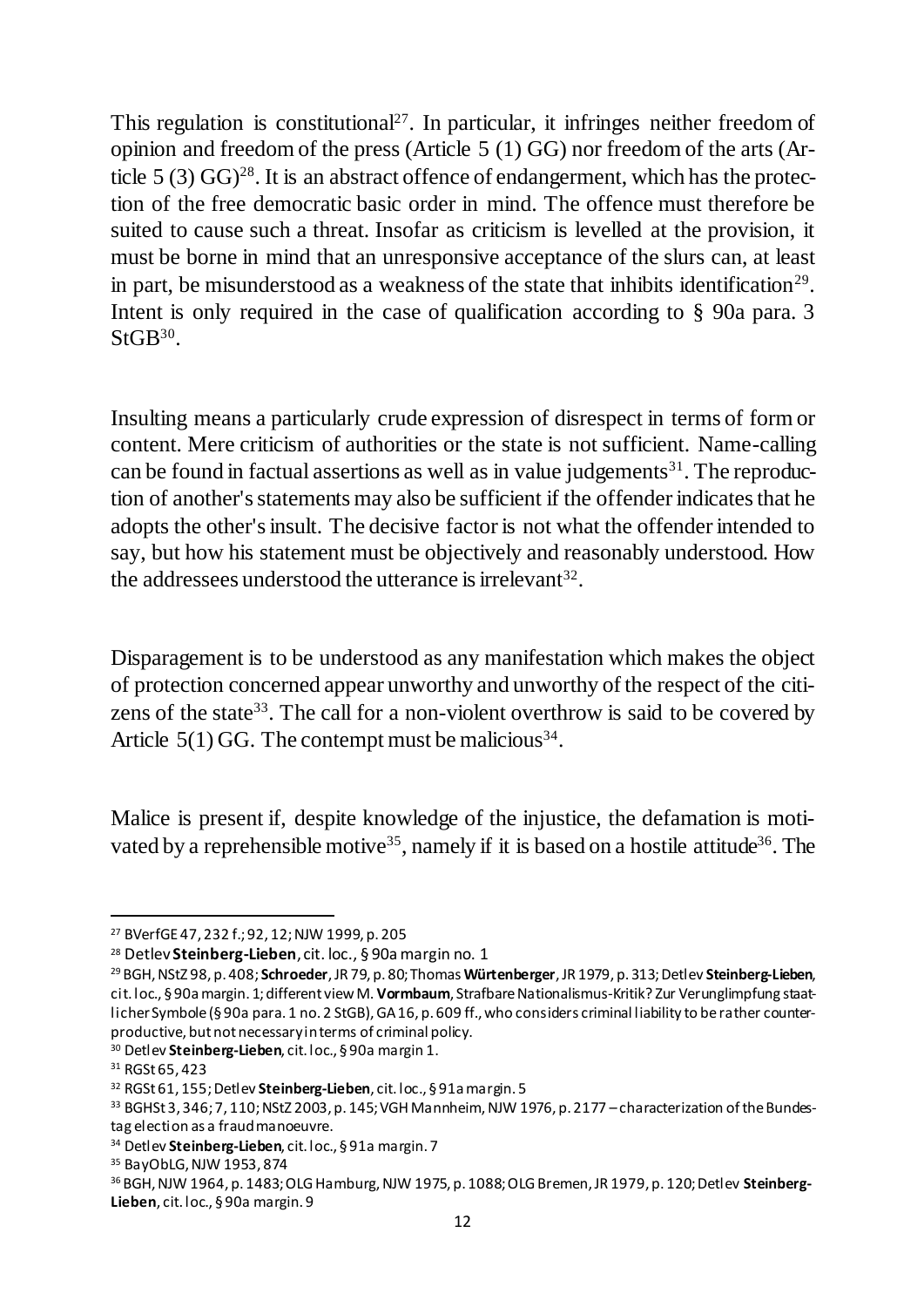This regulation is constitutional[27]. In particular, it infringes neither freedom of opinion and freedom of the press (Article 5 (1) GG) nor freedom of the arts (Article 5 (3) GG)[28]. It is an abstract offence of endangerment, which has the protection of the free democratic basic order in mind. The offence must therefore be suited to cause such a threat. Insofar as criticism is levelled at the provision, it must be borne in mind that an unresponsive acceptance of the slurs can, at least in part, be misunderstood as a weakness of the state that inhibits identification[29]. Intent is only required in the case of qualification according to § 90a para. 3 StGB[30].

Insulting means a particularly crude expression of disrespect in terms of form or content. Mere criticism of authorities or the state is not sufficient. Name-calling can be found in factual assertions as well as in value judgements[31]. The reproduction of another's statements may also be sufficient if the offender indicates that he adopts the other's insult. The decisive factor is not what the offender intended to say, but how his statement must be objectively and reasonably understood. How the addressees understood the utterance is irrelevant[32].

Disparagement is to be understood as any manifestation which makes the object of protection concerned appear unworthy and unworthy of the respect of the citizens of the state[33]. The call for a non-violent overthrow is said to be covered by Article 5(1) GG. The contempt must be malicious[34].

Malice is present if, despite knowledge of the injustice, the defamation is motivated by a reprehensible motive[35], namely if it is based on a hostile attitude[36]. The

---

[27] BVerfGE 47, 232 f.; 92, 12; NJW 1999, p. 205

[28] Detlev **Steinberg-Lieben**, cit. loc., § 90a margin no. 1

[29] BGH, NStZ 98, p. 408; **Schroeder**, JR 79, p. 80; Thomas **Würtenberger**, JR 1979, p. 313; Detlev **Steinberg-Lieben**, cit. loc., § 90a margin. 1; different view M. **Vormbaum**, Strafbare Nationalismus-Kritik? Zur Verunglimpfung staatlicher Symbole (§ 90a para. 1 no. 2 StGB), GA 16, p. 609 ff., who considers criminal liability to be rather counterproductive, but not necessary in terms of criminal policy.

[30] Detlev **Steinberg-Lieben**, cit. loc., § 90a margin 1.

[31] RGSt 65, 423

[32] RGSt 61, 155; Detlev **Steinberg-Lieben**, cit. loc., § 91a margin. 5

[33] BGHSt 3, 346; 7, 110; NStZ 2003, p. 145; VGH Mannheim, NJW 1976, p. 2177 – characterization of the Bundestag election as a fraud manoeuvre.

[34] Detlev **Steinberg-Lieben**, cit. loc., § 91a margin. 7

[35] BayObLG, NJW 1953, 874

[36] BGH, NJW 1964, p. 1483; OLG Hamburg, NJW 1975, p. 1088; OLG Bremen, JR 1979, p. 120; Detlev **Steinberg-Lieben**, cit. loc., § 90a margin. 9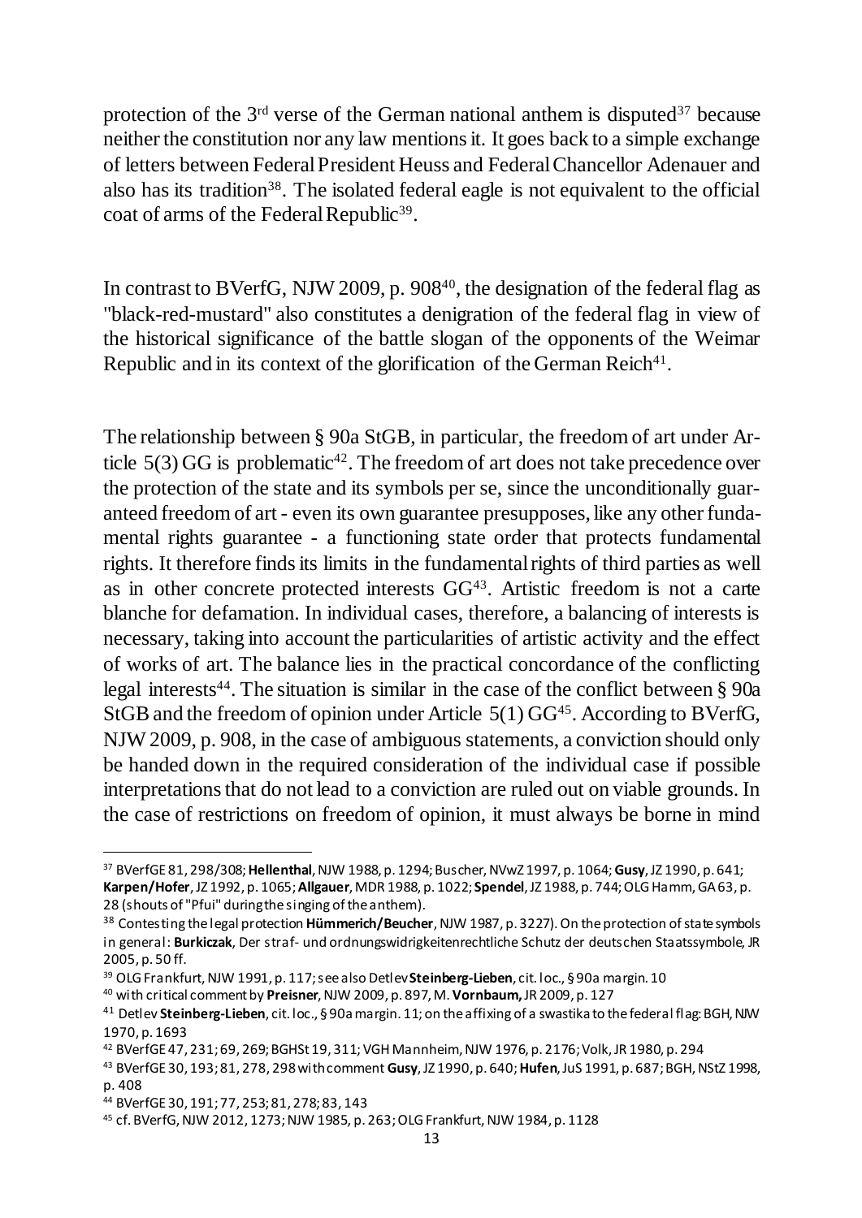protection of the 3rd verse of the German national anthem is disputed[37] because neither the constitution nor any law mentions it. It goes back to a simple exchange of letters between Federal President Heuss and Federal Chancellor Adenauer and also has its tradition[38]. The isolated federal eagle is not equivalent to the official coat of arms of the Federal Republic[39].

In contrast to BVerfG, NJW 2009, p. 908[40], the designation of the federal flag as "black-red-mustard" also constitutes a denigration of the federal flag in view of the historical significance of the battle slogan of the opponents of the Weimar Republic and in its context of the glorification of the German Reich[41].

The relationship between § 90a StGB, in particular, the freedom of art under Article 5(3) GG is problematic[42]. The freedom of art does not take precedence over the protection of the state and its symbols per se, since the unconditionally guaranteed freedom of art - even its own guarantee presupposes, like any other fundamental rights guarantee - a functioning state order that protects fundamental rights. It therefore finds its limits in the fundamental rights of third parties as well as in other concrete protected interests GG[43]. Artistic freedom is not a carte blanche for defamation. In individual cases, therefore, a balancing of interests is necessary, taking into account the particularities of artistic activity and the effect of works of art. The balance lies in the practical concordance of the conflicting legal interests[44]. The situation is similar in the case of the conflict between § 90a StGB and the freedom of opinion under Article 5(1) GG[45]. According to BVerfG, NJW 2009, p. 908, in the case of ambiguous statements, a conviction should only be handed down in the required consideration of the individual case if possible interpretations that do not lead to a conviction are ruled out on viable grounds. In the case of restrictions on freedom of opinion, it must always be borne in mind

---

[37] BVerfGE 81, 298/308; **Hellenthal**, NJW 1988, p. 1294; Buscher, NVwZ 1997, p. 1064; **Gusy**, JZ 1990, p. 641; **Karpen/Hofer**, JZ 1992, p. 1065; **Allgauer**, MDR 1988, p. 1022; **Spendel**, JZ 1988, p. 744; OLG Hamm, GA 63, p. 28 (shouts of "Pfui" during the singing of the anthem).

[38] Contesting the legal protection **Hümmerich/Beucher**, NJW 1987, p. 3227). On the protection of state symbols in general: **Burkiczak**, Der straf- und ordnungswidrigkeitenrechtliche Schutz der deutschen Staatssymbole, JR 2005, p. 50 ff.

[39] OLG Frankfurt, NJW 1991, p. 117; see also Detlev **Steinberg-Lieben**, cit. loc., § 90a margin. 10

[40] with critical comment by **Preisner**, NJW 2009, p. 897, M. **Vornbaum,** JR 2009, p. 127

[41] Detlev **Steinberg-Lieben**, cit. loc., § 90a margin. 11; on the affixing of a swastika to the federal flag: BGH, NJW 1970, p. 1693

[42] BVerfGE 47, 231; 69, 269; BGHSt 19, 311; VGH Mannheim, NJW 1976, p. 2176; Volk, JR 1980, p. 294

[43] BVerfGE 30, 193; 81, 278, 298 with comment **Gusy**, JZ 1990, p. 640; **Hufen**, JuS 1991, p. 687; BGH, NStZ 1998, p. 408

[44] BVerfGE 30, 191; 77, 253; 81, 278; 83, 143

[45] cf. BVerfG, NJW 2012, 1273; NJW 1985, p. 263; OLG Frankfurt, NJW 1984, p. 1128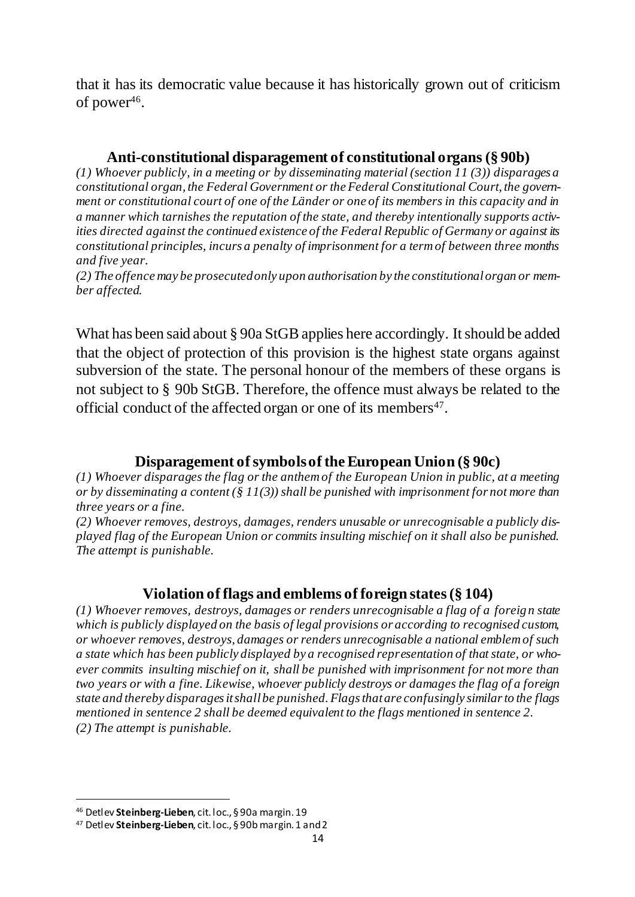that it has its democratic value because it has historically grown out of criticism of power[46].

### Anti-constitutional disparagement of constitutional organs (§ 90b)

*(1) Whoever publicly, in a meeting or by disseminating material (section 11 (3)) disparages a constitutional organ, the Federal Government or the Federal Constitutional Court, the government or constitutional court of one of the Länder or one of its members in this capacity and in a manner which tarnishes the reputation of the state, and thereby intentionally supports activities directed against the continued existence of the Federal Republic of Germany or against its constitutional principles, incurs a penalty of imprisonment for a term of between three months and five year.*

*(2) The offence may be prosecuted only upon authorisation by the constitutional organ or member affected.*

What has been said about § 90a StGB applies here accordingly. It should be added that the object of protection of this provision is the highest state organs against subversion of the state. The personal honour of the members of these organs is not subject to § 90b StGB. Therefore, the offence must always be related to the official conduct of the affected organ or one of its members[47].

### Disparagement of symbols of the European Union (§ 90c)

*(1) Whoever disparages the flag or the anthem of the European Union in public, at a meeting or by disseminating a content (§ 11(3)) shall be punished with imprisonment for not more than three years or a fine.*

*(2) Whoever removes, destroys, damages, renders unusable or unrecognisable a publicly displayed flag of the European Union or commits insulting mischief on it shall also be punished. The attempt is punishable.*

### Violation of flags and emblems of foreign states (§ 104)

*(1) Whoever removes, destroys, damages or renders unrecognisable a flag of a foreign state which is publicly displayed on the basis of legal provisions or according to recognised custom, or whoever removes, destroys, damages or renders unrecognisable a national emblem of such a state which has been publicly displayed by a recognised representation of that state, or whoever commits insulting mischief on it, shall be punished with imprisonment for not more than two years or with a fine. Likewise, whoever publicly destroys or damages the flag of a foreign state and thereby disparages it shall be punished. Flags that are confusingly similar to the flags mentioned in sentence 2 shall be deemed equivalent to the flags mentioned in sentence 2.*

*(2) The attempt is punishable.*

---

[46] Detlev **Steinberg-Lieben**, cit. loc., § 90a margin. 19

[47] Detlev **Steinberg-Lieben**, cit. loc., § 90b margin. 1 and 2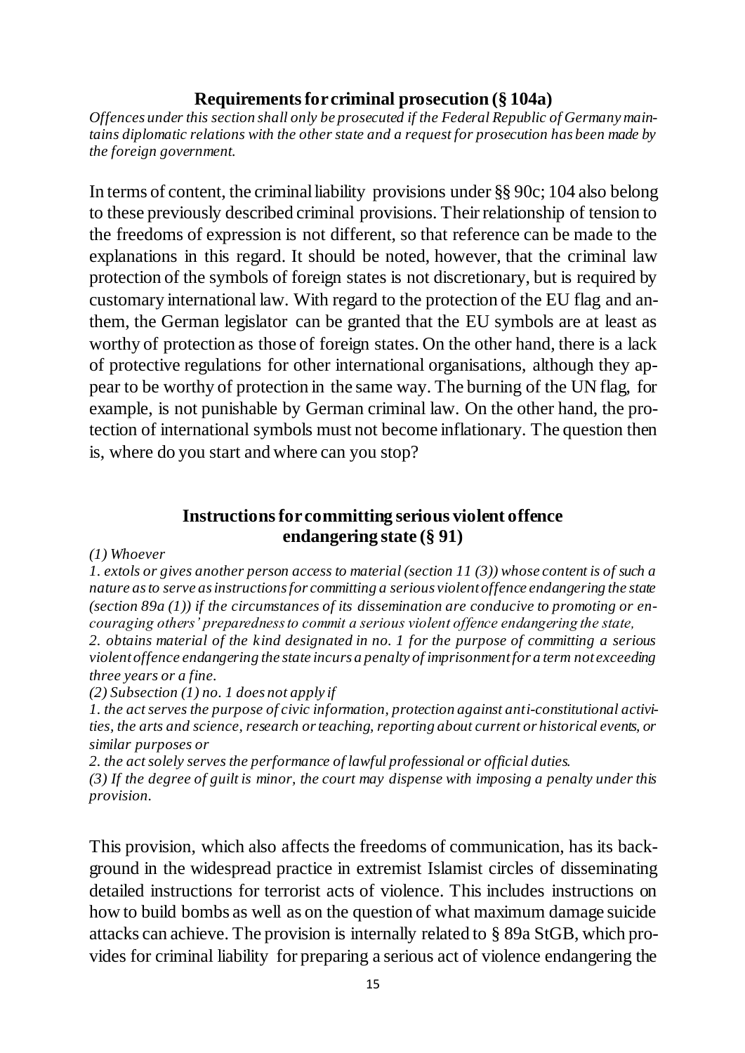### Requirements for criminal prosecution (§ 104a)

*Offences under this section shall only be prosecuted if the Federal Republic of Germany maintains diplomatic relations with the other state and a request for prosecution has been made by the foreign government.*

In terms of content, the criminal liability provisions under §§ 90c; 104 also belong to these previously described criminal provisions. Their relationship of tension to the freedoms of expression is not different, so that reference can be made to the explanations in this regard. It should be noted, however, that the criminal law protection of the symbols of foreign states is not discretionary, but is required by customary international law. With regard to the protection of the EU flag and anthem, the German legislator can be granted that the EU symbols are at least as worthy of protection as those of foreign states. On the other hand, there is a lack of protective regulations for other international organisations, although they appear to be worthy of protection in the same way. The burning of the UN flag, for example, is not punishable by German criminal law. On the other hand, the protection of international symbols must not become inflationary. The question then is, where do you start and where can you stop?

### Instructions for committing serious violent offence endangering state (§ 91)

*(1) Whoever*

*1. extols or gives another person access to material (section 11 (3)) whose content is of such a nature as to serve as instructions for committing a serious violent offence endangering the state (section 89a (1)) if the circumstances of its dissemination are conducive to promoting or encouraging others' preparedness to commit a serious violent offence endangering the state,*

*2. obtains material of the kind designated in no. 1 for the purpose of committing a serious violent offence endangering the state incurs a penalty of imprisonment for a term not exceeding three years or a fine.*

*(2) Subsection (1) no. 1 does not apply if*

*1. the act serves the purpose of civic information, protection against anti-constitutional activities, the arts and science, research or teaching, reporting about current or historical events, or similar purposes or*

*2. the act solely serves the performance of lawful professional or official duties.*

*(3) If the degree of guilt is minor, the court may dispense with imposing a penalty under this provision.*

This provision, which also affects the freedoms of communication, has its background in the widespread practice in extremist Islamist circles of disseminating detailed instructions for terrorist acts of violence. This includes instructions on how to build bombs as well as on the question of what maximum damage suicide attacks can achieve. The provision is internally related to § 89a StGB, which provides for criminal liability for preparing a serious act of violence endangering the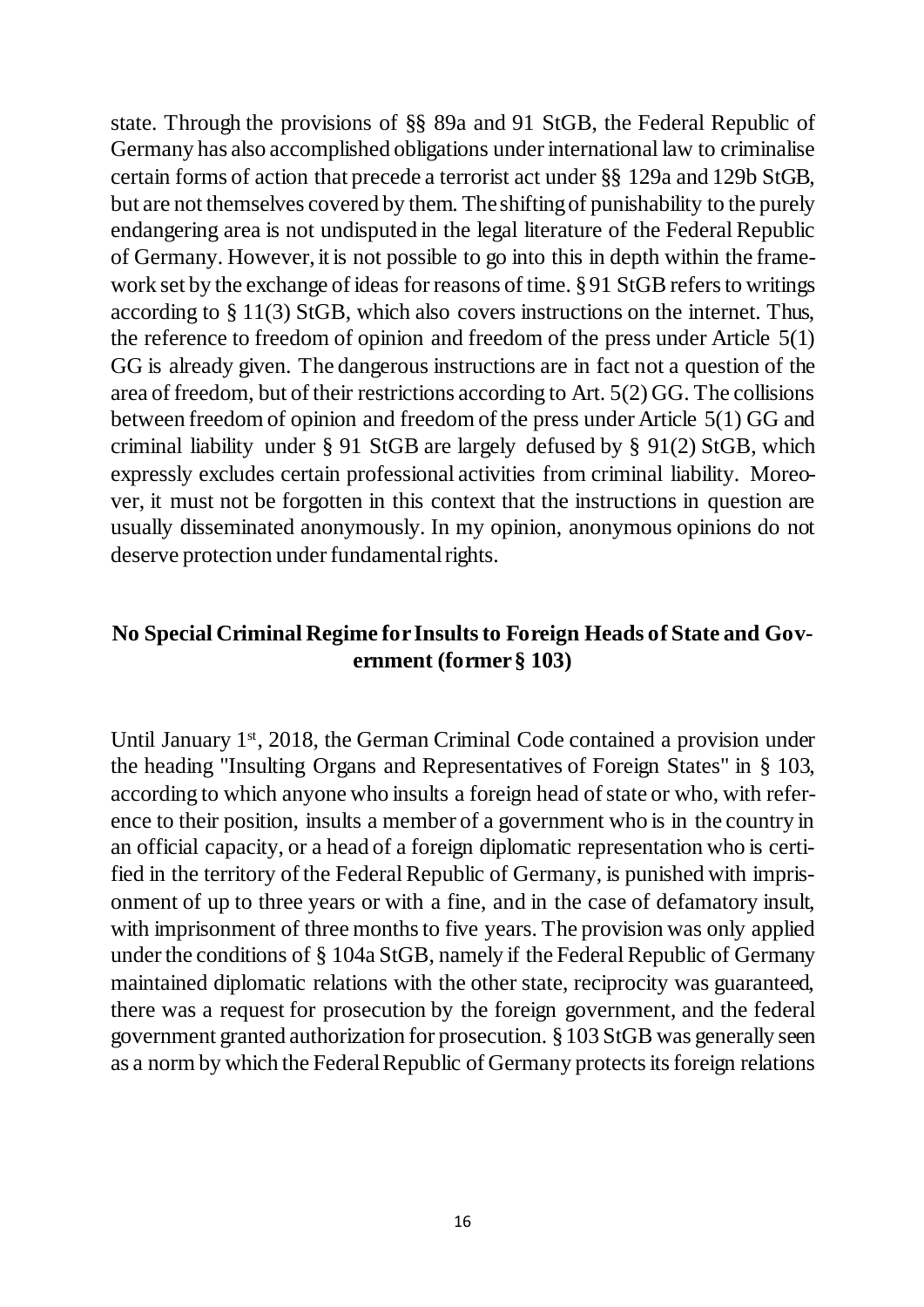state. Through the provisions of §§ 89a and 91 StGB, the Federal Republic of Germany has also accomplished obligations under international law to criminalise certain forms of action that precede a terrorist act under §§ 129a and 129b StGB, but are not themselves covered by them. The shifting of punishability to the purely endangering area is not undisputed in the legal literature of the Federal Republic of Germany. However, it is not possible to go into this in depth within the framework set by the exchange of ideas for reasons of time. § 91 StGB refers to writings according to § 11(3) StGB, which also covers instructions on the internet. Thus, the reference to freedom of opinion and freedom of the press under Article 5(1) GG is already given. The dangerous instructions are in fact not a question of the area of freedom, but of their restrictions according to Art. 5(2) GG. The collisions between freedom of opinion and freedom of the press under Article 5(1) GG and criminal liability under § 91 StGB are largely defused by § 91(2) StGB, which expressly excludes certain professional activities from criminal liability. Moreover, it must not be forgotten in this context that the instructions in question are usually disseminated anonymously. In my opinion, anonymous opinions do not deserve protection under fundamental rights.

## No Special Criminal Regime for Insults to Foreign Heads of State and Government (former § 103)

Until January 1st, 2018, the German Criminal Code contained a provision under the heading "Insulting Organs and Representatives of Foreign States" in § 103, according to which anyone who insults a foreign head of state or who, with reference to their position, insults a member of a government who is in the country in an official capacity, or a head of a foreign diplomatic representation who is certified in the territory of the Federal Republic of Germany, is punished with imprisonment of up to three years or with a fine, and in the case of defamatory insult, with imprisonment of three months to five years. The provision was only applied under the conditions of § 104a StGB, namely if the Federal Republic of Germany maintained diplomatic relations with the other state, reciprocity was guaranteed, there was a request for prosecution by the foreign government, and the federal government granted authorization for prosecution. § 103 StGB was generally seen as a norm by which the Federal Republic of Germany protects its foreign relations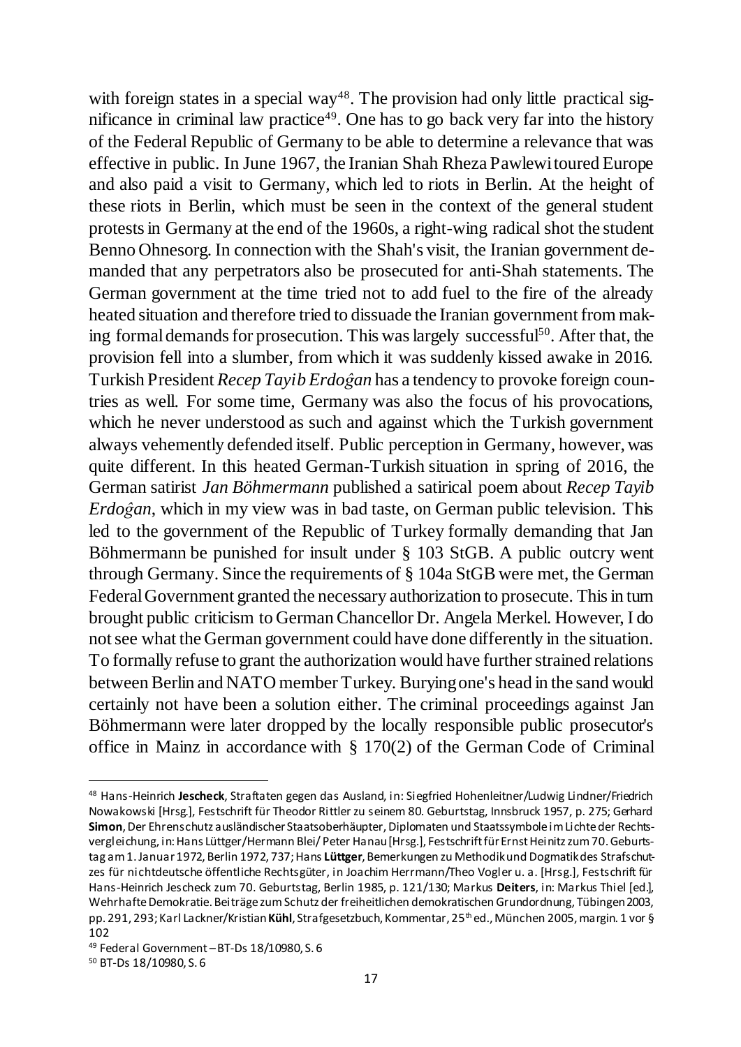with foreign states in a special way[48]. The provision had only little practical significance in criminal law practice[49]. One has to go back very far into the history of the Federal Republic of Germany to be able to determine a relevance that was effective in public. In June 1967, the Iranian Shah Rheza Pawlewi toured Europe and also paid a visit to Germany, which led to riots in Berlin. At the height of these riots in Berlin, which must be seen in the context of the general student protests in Germany at the end of the 1960s, a right-wing radical shot the student Benno Ohnesorg. In connection with the Shah's visit, the Iranian government demanded that any perpetrators also be prosecuted for anti-Shah statements. The German government at the time tried not to add fuel to the fire of the already heated situation and therefore tried to dissuade the Iranian government from making formal demands for prosecution. This was largely successful[50]. After that, the provision fell into a slumber, from which it was suddenly kissed awake in 2016. Turkish President *Recep Tayib Erdoĝan* has a tendency to provoke foreign countries as well. For some time, Germany was also the focus of his provocations, which he never understood as such and against which the Turkish government always vehemently defended itself. Public perception in Germany, however, was quite different. In this heated German-Turkish situation in spring of 2016, the German satirist *Jan Böhmermann* published a satirical poem about *Recep Tayib Erdoĝan*, which in my view was in bad taste, on German public television. This led to the government of the Republic of Turkey formally demanding that Jan Böhmermann be punished for insult under § 103 StGB. A public outcry went through Germany. Since the requirements of § 104a StGB were met, the German Federal Government granted the necessary authorization to prosecute. This in turn brought public criticism to German Chancellor Dr. Angela Merkel. However, I do not see what the German government could have done differently in the situation. To formally refuse to grant the authorization would have further strained relations between Berlin and NATO member Turkey. Burying one's head in the sand would certainly not have been a solution either. The criminal proceedings against Jan Böhmermann were later dropped by the locally responsible public prosecutor's office in Mainz in accordance with § 170(2) of the German Code of Criminal

---

[48] Hans-Heinrich **Jescheck**, Straftaten gegen das Ausland, in: Siegfried Hohenleitner/Ludwig Lindner/Friedrich Nowakowski [Hrsg.], Festschrift für Theodor Rittler zu seinem 80. Geburtstag, Innsbruck 1957, p. 275; Gerhard **Simon**, Der Ehrenschutz ausländischer Staatsoberhäupter, Diplomaten und Staatssymbole im Lichte der Rechtsvergleichung, in: Hans Lüttger/Hermann Blei/ Peter Hanau [Hrsg.], Festschrift für Ernst Heinitz zum 70. Geburtstag am 1. Januar 1972, Berlin 1972, 737; Hans **Lüttger**, Bemerkungen zu Methodik und Dogmatik des Strafschutzes für nichtdeutsche öffentliche Rechtsgüter, in Joachim Herrmann/Theo Vogler u. a. [Hrsg.], Festschrift für Hans-Heinrich Jescheck zum 70. Geburtstag, Berlin 1985, p. 121/130; Markus **Deiters**, in: Markus Thiel [ed.], Wehrhafte Demokratie. Beiträge zum Schutz der freiheitlichen demokratischen Grundordnung, Tübingen 2003, pp. 291, 293; Karl Lackner/Kristian **Kühl**, Strafgesetzbuch, Kommentar, 25th ed., München 2005, margin. 1 vor § 102

[49] Federal Government – BT-Ds 18/10980, S. 6

[50] BT-Ds 18/10980, S. 6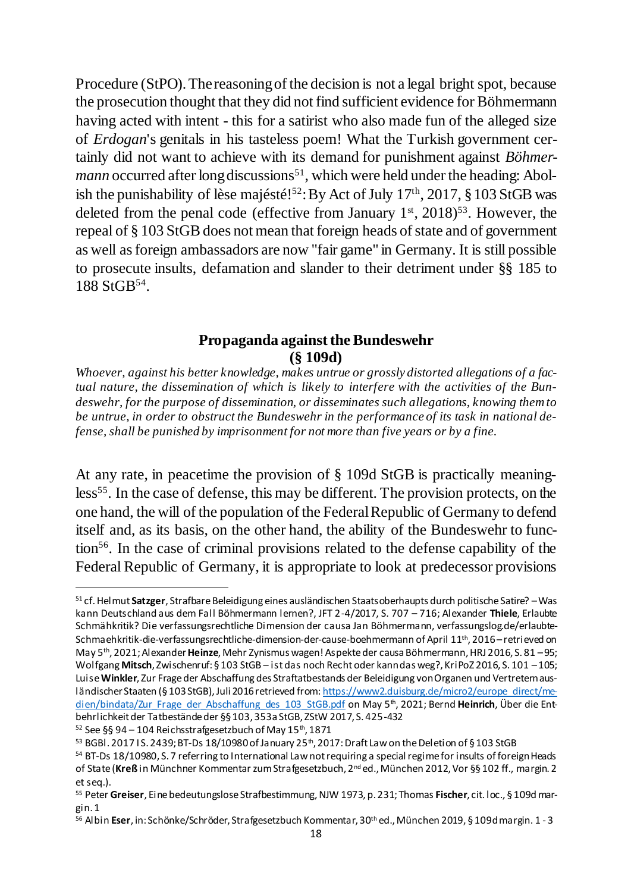Procedure (StPO). The reasoning of the decision is not a legal bright spot, because the prosecution thought that they did not find sufficient evidence for Böhmermann having acted with intent - this for a satirist who also made fun of the alleged size of *Erdogan*'s genitals in his tasteless poem! What the Turkish government certainly did not want to achieve with its demand for punishment against *Böhmermann* occurred after long discussions[51], which were held under the heading: Abolish the punishability of lèse majésté![52]: By Act of July 17th, 2017, § 103 StGB was deleted from the penal code (effective from January 1st, 2018)[53]. However, the repeal of § 103 StGB does not mean that foreign heads of state and of government as well as foreign ambassadors are now "fair game" in Germany. It is still possible to prosecute insults, defamation and slander to their detriment under §§ 185 to 188 StGB[54].

## Propaganda against the Bundeswehr (§ 109d)

*Whoever, against his better knowledge, makes untrue or grossly distorted allegations of a factual nature, the dissemination of which is likely to interfere with the activities of the Bundeswehr, for the purpose of dissemination, or disseminates such allegations, knowing them to be untrue, in order to obstruct the Bundeswehr in the performance of its task in national defense, shall be punished by imprisonment for not more than five years or by a fine.*

At any rate, in peacetime the provision of § 109d StGB is practically meaningless[55]. In the case of defense, this may be different. The provision protects, on the one hand, the will of the population of the Federal Republic of Germany to defend itself and, as its basis, on the other hand, the ability of the Bundeswehr to function[56]. In the case of criminal provisions related to the defense capability of the Federal Republic of Germany, it is appropriate to look at predecessor provisions

---

[51] cf. Helmut **Satzger**, Strafbare Beleidigung eines ausländischen Staatsoberhaupts durch politische Satire? – Was kann Deutschland aus dem Fall Böhmermann lernen?, JFT 2-4/2017, S. 707 – 716; Alexander **Thiele**, Erlaubte Schmähkritik? Die verfassungsrechtliche Dimension der causa Jan Böhmermann, verfassungslog.de/erlaubte-Schmaehkritik-die-verfassungsrechtliche-dimension-der-cause-boehmermann of April 11th, 2016 – retrieved on May 5th, 2021; Alexander **Heinze**, Mehr Zynismus wagen! Aspekte der causa Böhmermann, HRJ 2016, S. 81 – 95; Wolfgang **Mitsch**, Zwischenruf: § 103 StGB – ist das noch Recht oder kann das weg?, KriPoZ 2016, S. 101 – 105; Luise **Winkler**, Zur Frage der Abschaffung des Straftatbestands der Beleidigung von Organen und Vertretern ausländischer Staaten (§ 103 StGB), Juli 2016 retrieved from: https://www2.duisburg.de/micro2/europe_direct/medien/bindata/Zur_Frage_der_Abschaffung_des_103_StGB.pdf on May 5th, 2021; Bernd **Heinrich**, Über die Entbehrlichkeit der Tatbestände der §§ 103, 353a StGB, ZStW 2017, S. 425-432

[52] See §§ 94 – 104 Reichsstrafgesetzbuch of May 15th, 1871

[53] BGBl. 2017 I S. 2439; BT-Ds 18/10980 of January 25th, 2017: Draft Law on the Deletion of § 103 StGB

[54] BT-Ds 18/10980, S. 7 referring to International Law not requiring a special regime for insults of foreign Heads of State (**Kreß** in Münchner Kommentar zum Strafgesetzbuch, 2nd ed., München 2012, Vor §§ 102 ff., margin. 2 et seq.).

[55] Peter **Greiser**, Eine bedeutungslose Strafbestimmung, NJW 1973, p. 231; Thomas **Fischer**, cit. loc., § 109d margin. 1

[56] Albin **Eser**, in: Schönke/Schröder, Strafgesetzbuch Kommentar, 30th ed., München 2019, § 109d margin. 1 - 3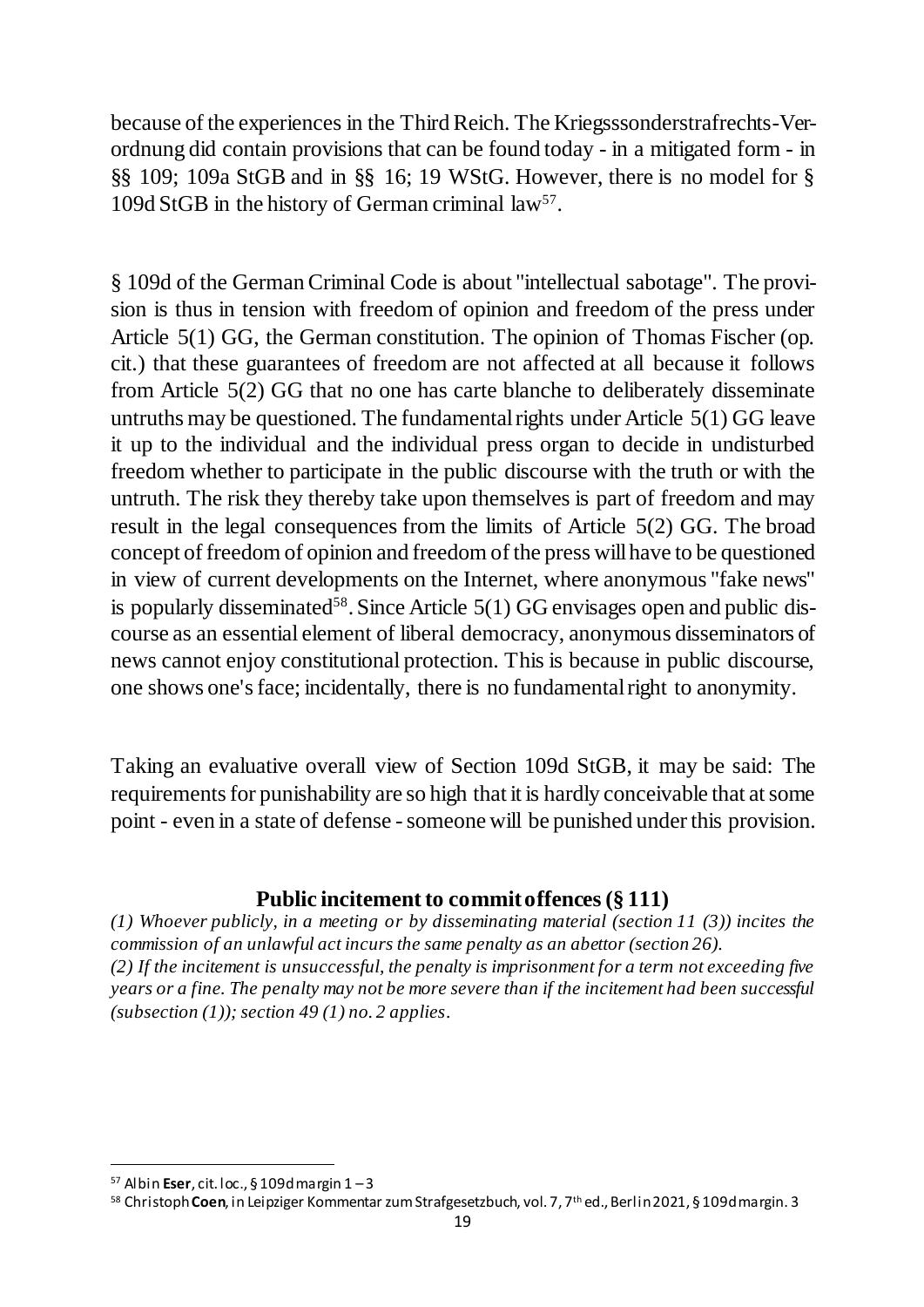because of the experiences in the Third Reich. The Kriegsssonderstrafrechts-Verordnung did contain provisions that can be found today - in a mitigated form - in §§ 109; 109a StGB and in §§ 16; 19 WStG. However, there is no model for § 109d StGB in the history of German criminal law[57].

§ 109d of the German Criminal Code is about "intellectual sabotage". The provision is thus in tension with freedom of opinion and freedom of the press under Article 5(1) GG, the German constitution. The opinion of Thomas Fischer (op. cit.) that these guarantees of freedom are not affected at all because it follows from Article 5(2) GG that no one has carte blanche to deliberately disseminate untruths may be questioned. The fundamental rights under Article 5(1) GG leave it up to the individual and the individual press organ to decide in undisturbed freedom whether to participate in the public discourse with the truth or with the untruth. The risk they thereby take upon themselves is part of freedom and may result in the legal consequences from the limits of Article 5(2) GG. The broad concept of freedom of opinion and freedom of the press will have to be questioned in view of current developments on the Internet, where anonymous "fake news" is popularly disseminated[58]. Since Article 5(1) GG envisages open and public discourse as an essential element of liberal democracy, anonymous disseminators of news cannot enjoy constitutional protection. This is because in public discourse, one shows one's face; incidentally, there is no fundamental right to anonymity.

Taking an evaluative overall view of Section 109d StGB, it may be said: The requirements for punishability are so high that it is hardly conceivable that at some point - even in a state of defense - someone will be punished under this provision.

## Public incitement to commit offences (§ 111)

*(1) Whoever publicly, in a meeting or by disseminating material (section 11 (3)) incites the commission of an unlawful act incurs the same penalty as an abettor (section 26).*
*(2) If the incitement is unsuccessful, the penalty is imprisonment for a term not exceeding five years or a fine. The penalty may not be more severe than if the incitement had been successful (subsection (1)); section 49 (1) no. 2 applies.*

---

[57] Albin **Eser**, cit. loc., § 109d margin 1 – 3

[58] Christoph **Coen**, in Leipziger Kommentar zum Strafgesetzbuch, vol. 7, 7th ed., Berlin 2021, § 109d margin. 3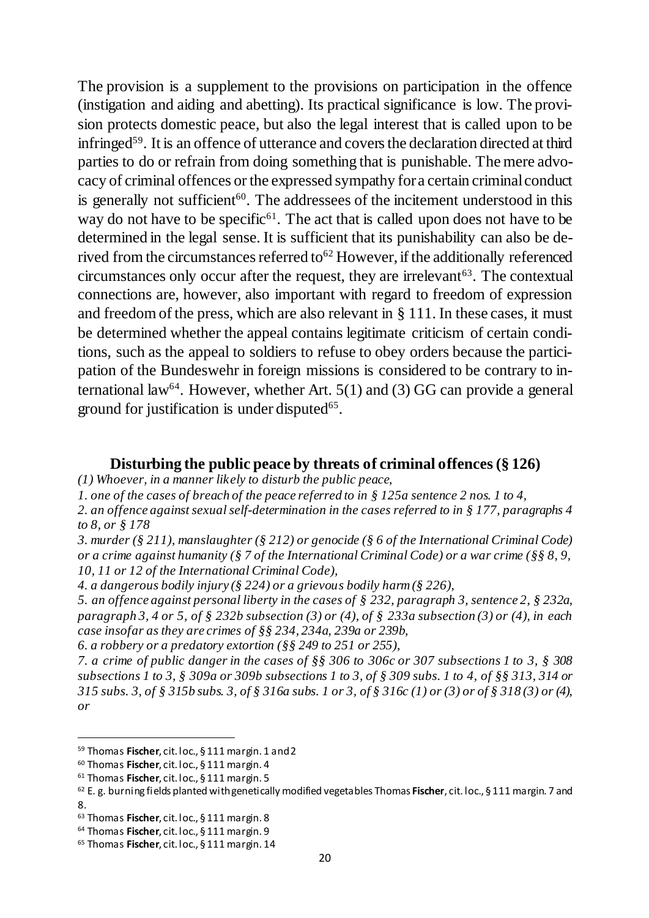The provision is a supplement to the provisions on participation in the offence (instigation and aiding and abetting). Its practical significance is low. The provision protects domestic peace, but also the legal interest that is called upon to be infringed[59]. It is an offence of utterance and covers the declaration directed at third parties to do or refrain from doing something that is punishable. The mere advocacy of criminal offences or the expressed sympathy for a certain criminal conduct is generally not sufficient[60]. The addressees of the incitement understood in this way do not have to be specific[61]. The act that is called upon does not have to be determined in the legal sense. It is sufficient that its punishability can also be derived from the circumstances referred to[62] However, if the additionally referenced circumstances only occur after the request, they are irrelevant[63]. The contextual connections are, however, also important with regard to freedom of expression and freedom of the press, which are also relevant in § 111. In these cases, it must be determined whether the appeal contains legitimate criticism of certain conditions, such as the appeal to soldiers to refuse to obey orders because the participation of the Bundeswehr in foreign missions is considered to be contrary to international law[64]. However, whether Art. 5(1) and (3) GG can provide a general ground for justification is under disputed[65].

### Disturbing the public peace by threats of criminal offences (§ 126)

*(1) Whoever, in a manner likely to disturb the public peace,*

*1. one of the cases of breach of the peace referred to in § 125a sentence 2 nos. 1 to 4,*

*2. an offence against sexual self-determination in the cases referred to in § 177, paragraphs 4 to 8, or § 178*

*3. murder (§ 211), manslaughter (§ 212) or genocide (§ 6 of the International Criminal Code) or a crime against humanity (§ 7 of the International Criminal Code) or a war crime (§§ 8, 9, 10, 11 or 12 of the International Criminal Code),*

*4. a dangerous bodily injury (§ 224) or a grievous bodily harm (§ 226),*

*5. an offence against personal liberty in the cases of § 232, paragraph 3, sentence 2, § 232a, paragraph 3, 4 or 5, of § 232b subsection (3) or (4), of § 233a subsection (3) or (4), in each case insofar as they are crimes of §§ 234, 234a, 239a or 239b,*

*6. a robbery or a predatory extortion (§§ 249 to 251 or 255),*

*7. a crime of public danger in the cases of §§ 306 to 306c or 307 subsections 1 to 3, § 308 subsections 1 to 3, § 309a or 309b subsections 1 to 3, of § 309 subs. 1 to 4, of §§ 313, 314 or 315 subs. 3, of § 315b subs. 3, of § 316a subs. 1 or 3, of § 316c (1) or (3) or of § 318 (3) or (4), or*

---

[59] Thomas **Fischer**, cit. loc., § 111 margin. 1 and 2

[60] Thomas **Fischer**, cit. loc., § 111 margin. 4

[61] Thomas **Fischer**, cit. loc., § 111 margin. 5

[62] E. g. burning fields planted with genetically modified vegetables Thomas **Fischer**, cit. loc., § 111 margin. 7 and 8.

[63] Thomas **Fischer**, cit. loc., § 111 margin. 8

[64] Thomas **Fischer**, cit. loc., § 111 margin. 9

[65] Thomas **Fischer**, cit. loc., § 111 margin. 14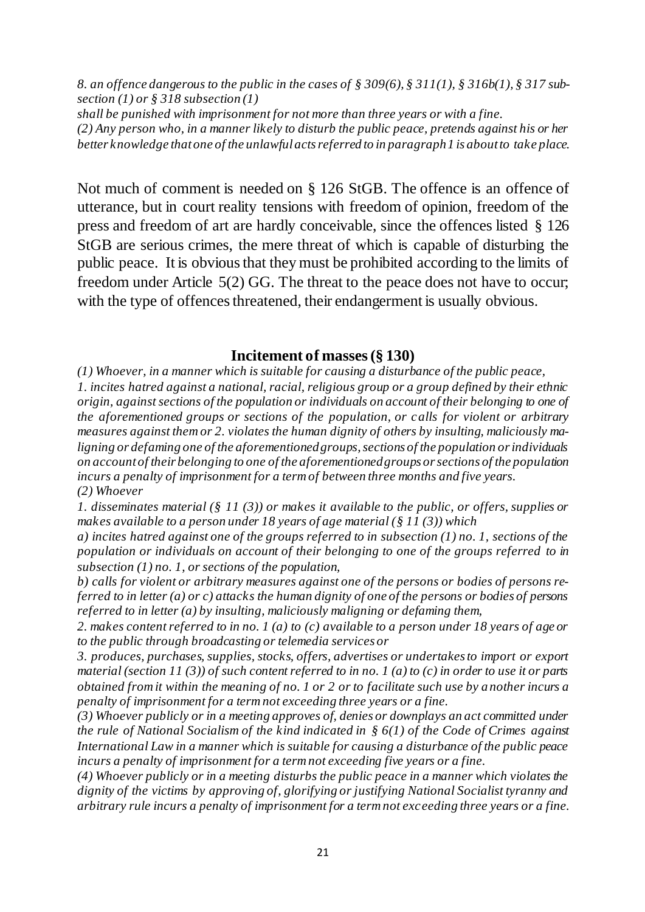*8. an offence dangerous to the public in the cases of § 309(6), § 311(1), § 316b(1), § 317 subsection (1) or § 318 subsection (1)*

*shall be punished with imprisonment for not more than three years or with a fine.*

*(2) Any person who, in a manner likely to disturb the public peace, pretends against his or her better knowledge that one of the unlawful acts referred to in paragraph 1 is about to take place.*

Not much of comment is needed on § 126 StGB. The offence is an offence of utterance, but in court reality tensions with freedom of opinion, freedom of the press and freedom of art are hardly conceivable, since the offences listed § 126 StGB are serious crimes, the mere threat of which is capable of disturbing the public peace. It is obvious that they must be prohibited according to the limits of freedom under Article 5(2) GG. The threat to the peace does not have to occur; with the type of offences threatened, their endangerment is usually obvious.

## Incitement of masses (§ 130)

*(1) Whoever, in a manner which is suitable for causing a disturbance of the public peace,*

*1. incites hatred against a national, racial, religious group or a group defined by their ethnic origin, against sections of the population or individuals on account of their belonging to one of the aforementioned groups or sections of the population, or calls for violent or arbitrary measures against them or 2. violates the human dignity of others by insulting, maliciously maligning or defaming one of the aforementioned groups, sections of the population or individuals on account of their belonging to one of the aforementioned groups or sections of the population incurs a penalty of imprisonment for a term of between three months and five years.*

*(2) Whoever*

*1. disseminates material (§ 11 (3)) or makes it available to the public, or offers, supplies or makes available to a person under 18 years of age material (§ 11 (3)) which*

*a) incites hatred against one of the groups referred to in subsection (1) no. 1, sections of the population or individuals on account of their belonging to one of the groups referred to in subsection (1) no. 1, or sections of the population,*

*b) calls for violent or arbitrary measures against one of the persons or bodies of persons referred to in letter (a) or c) attacks the human dignity of one of the persons or bodies of persons referred to in letter (a) by insulting, maliciously maligning or defaming them,*

*2. makes content referred to in no. 1 (a) to (c) available to a person under 18 years of age or to the public through broadcasting or telemedia services or*

*3. produces, purchases, supplies, stocks, offers, advertises or undertakes to import or export material (section 11 (3)) of such content referred to in no. 1 (a) to (c) in order to use it or parts obtained from it within the meaning of no. 1 or 2 or to facilitate such use by another incurs a penalty of imprisonment for a term not exceeding three years or a fine.*

*(3) Whoever publicly or in a meeting approves of, denies or downplays an act committed under the rule of National Socialism of the kind indicated in § 6(1) of the Code of Crimes against International Law in a manner which is suitable for causing a disturbance of the public peace incurs a penalty of imprisonment for a term not exceeding five years or a fine.*

*(4) Whoever publicly or in a meeting disturbs the public peace in a manner which violates the dignity of the victims by approving of, glorifying or justifying National Socialist tyranny and arbitrary rule incurs a penalty of imprisonment for a term not exceeding three years or a fine.*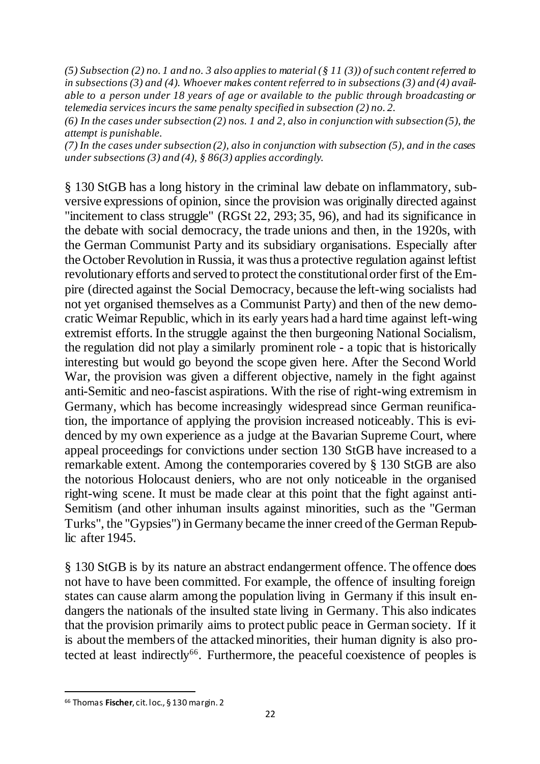*(5) Subsection (2) no. 1 and no. 3 also applies to material (§ 11 (3)) of such content referred to in subsections (3) and (4). Whoever makes content referred to in subsections (3) and (4) available to a person under 18 years of age or available to the public through broadcasting or telemedia services incurs the same penalty specified in subsection (2) no. 2.*

*(6) In the cases under subsection (2) nos. 1 and 2, also in conjunction with subsection (5), the attempt is punishable.*

*(7) In the cases under subsection (2), also in conjunction with subsection (5), and in the cases under subsections (3) and (4), § 86(3) applies accordingly.*

§ 130 StGB has a long history in the criminal law debate on inflammatory, subversive expressions of opinion, since the provision was originally directed against "incitement to class struggle" (RGSt 22, 293; 35, 96), and had its significance in the debate with social democracy, the trade unions and then, in the 1920s, with the German Communist Party and its subsidiary organisations. Especially after the October Revolution in Russia, it was thus a protective regulation against leftist revolutionary efforts and served to protect the constitutional order first of the Empire (directed against the Social Democracy, because the left-wing socialists had not yet organised themselves as a Communist Party) and then of the new democratic Weimar Republic, which in its early years had a hard time against left-wing extremist efforts. In the struggle against the then burgeoning National Socialism, the regulation did not play a similarly prominent role - a topic that is historically interesting but would go beyond the scope given here. After the Second World War, the provision was given a different objective, namely in the fight against anti-Semitic and neo-fascist aspirations. With the rise of right-wing extremism in Germany, which has become increasingly widespread since German reunification, the importance of applying the provision increased noticeably. This is evidenced by my own experience as a judge at the Bavarian Supreme Court, where appeal proceedings for convictions under section 130 StGB have increased to a remarkable extent. Among the contemporaries covered by § 130 StGB are also the notorious Holocaust deniers, who are not only noticeable in the organised right-wing scene. It must be made clear at this point that the fight against anti-Semitism (and other inhuman insults against minorities, such as the "German Turks", the "Gypsies") in Germany became the inner creed of the German Republic after 1945.

§ 130 StGB is by its nature an abstract endangerment offence. The offence does not have to have been committed. For example, the offence of insulting foreign states can cause alarm among the population living in Germany if this insult endangers the nationals of the insulted state living in Germany. This also indicates that the provision primarily aims to protect public peace in German society. If it is about the members of the attacked minorities, their human dignity is also protected at least indirectly[66]. Furthermore, the peaceful coexistence of peoples is

[66] Thomas **Fischer**, cit. loc., § 130 margin. 2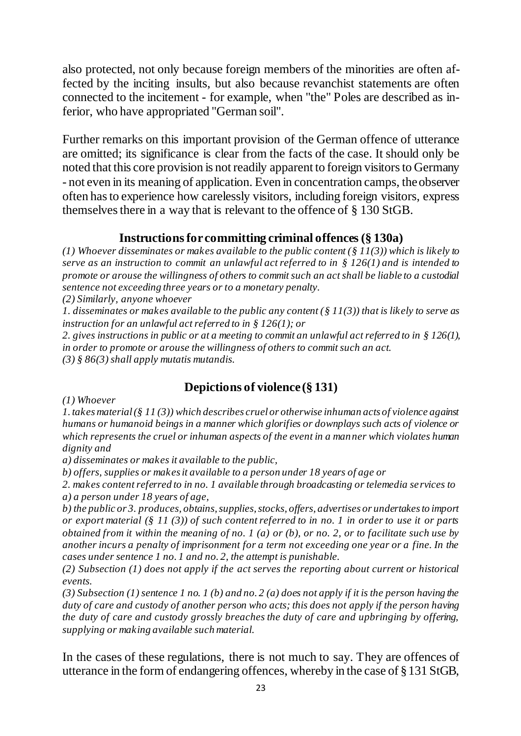also protected, not only because foreign members of the minorities are often affected by the inciting insults, but also because revanchist statements are often connected to the incitement - for example, when "the" Poles are described as inferior, who have appropriated "German soil".

Further remarks on this important provision of the German offence of utterance are omitted; its significance is clear from the facts of the case. It should only be noted that this core provision is not readily apparent to foreign visitors to Germany - not even in its meaning of application. Even in concentration camps, the observer often has to experience how carelessly visitors, including foreign visitors, express themselves there in a way that is relevant to the offence of § 130 StGB.

### Instructions for committing criminal offences (§ 130a)

*(1) Whoever disseminates or makes available to the public content (§ 11(3)) which is likely to serve as an instruction to commit an unlawful act referred to in § 126(1) and is intended to promote or arouse the willingness of others to commit such an act shall be liable to a custodial sentence not exceeding three years or to a monetary penalty.*

*(2) Similarly, anyone whoever*

*1. disseminates or makes available to the public any content (§ 11(3)) that is likely to serve as instruction for an unlawful act referred to in § 126(1); or*

*2. gives instructions in public or at a meeting to commit an unlawful act referred to in § 126(1), in order to promote or arouse the willingness of others to commit such an act.*

*(3) § 86(3) shall apply mutatis mutandis.*

### Depictions of violence (§ 131)

*(1) Whoever*

*1. takes material (§ 11 (3)) which describes cruel or otherwise inhuman acts of violence against humans or humanoid beings in a manner which glorifies or downplays such acts of violence or which represents the cruel or inhuman aspects of the event in a manner which violates human dignity and*

*a) disseminates or makes it available to the public,*

*b) offers, supplies or makes it available to a person under 18 years of age or*

*2. makes content referred to in no. 1 available through broadcasting or telemedia services to*

*a) a person under 18 years of age,*

*b) the public or 3. produces, obtains, supplies, stocks, offers, advertises or undertakes to import or export material (§ 11 (3)) of such content referred to in no. 1 in order to use it or parts obtained from it within the meaning of no. 1 (a) or (b), or no. 2, or to facilitate such use by another incurs a penalty of imprisonment for a term not exceeding one year or a fine. In the cases under sentence 1 no. 1 and no. 2, the attempt is punishable.*

*(2) Subsection (1) does not apply if the act serves the reporting about current or historical events.*

*(3) Subsection (1) sentence 1 no. 1 (b) and no. 2 (a) does not apply if it is the person having the duty of care and custody of another person who acts; this does not apply if the person having the duty of care and custody grossly breaches the duty of care and upbringing by offering, supplying or making available such material.*

In the cases of these regulations, there is not much to say. They are offences of utterance in the form of endangering offences, whereby in the case of § 131 StGB,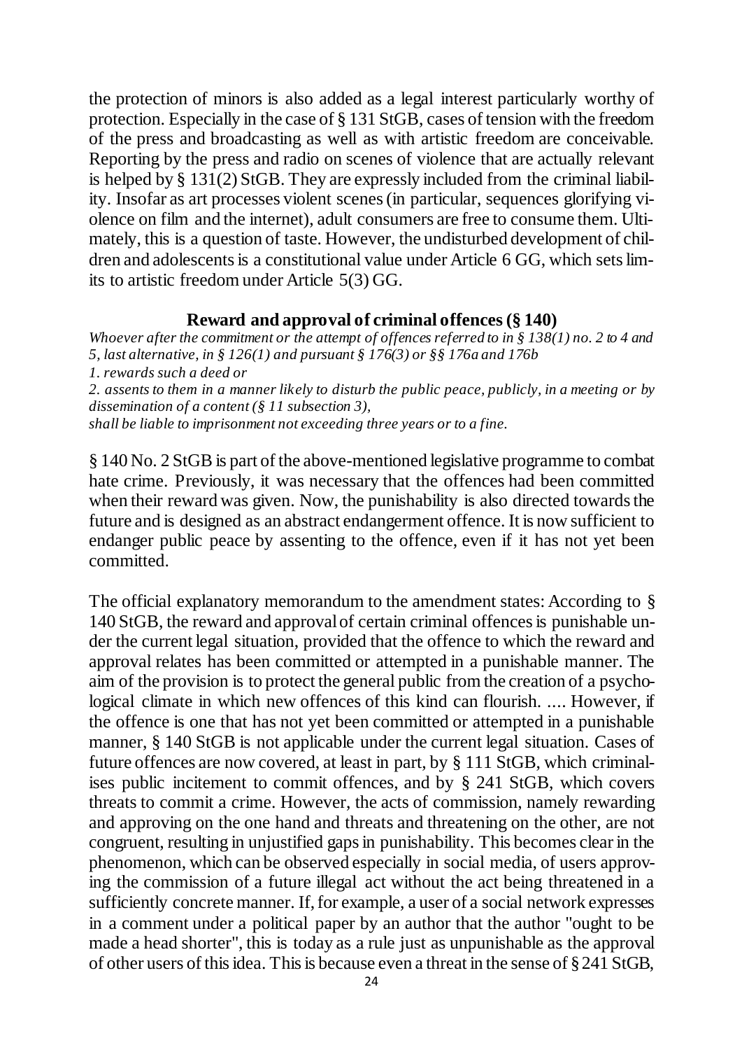the protection of minors is also added as a legal interest particularly worthy of protection. Especially in the case of § 131 StGB, cases of tension with the freedom of the press and broadcasting as well as with artistic freedom are conceivable. Reporting by the press and radio on scenes of violence that are actually relevant is helped by § 131(2) StGB. They are expressly included from the criminal liability. Insofar as art processes violent scenes (in particular, sequences glorifying violence on film and the internet), adult consumers are free to consume them. Ultimately, this is a question of taste. However, the undisturbed development of children and adolescents is a constitutional value under Article 6 GG, which sets limits to artistic freedom under Article 5(3) GG.

### Reward and approval of criminal offences (§ 140)

*Whoever after the commitment or the attempt of offences referred to in § 138(1) no. 2 to 4 and 5, last alternative, in § 126(1) and pursuant § 176(3) or §§ 176a and 176b*
*1. rewards such a deed or*
*2. assents to them in a manner likely to disturb the public peace, publicly, in a meeting or by dissemination of a content (§ 11 subsection 3),*
*shall be liable to imprisonment not exceeding three years or to a fine.*

§ 140 No. 2 StGB is part of the above-mentioned legislative programme to combat hate crime. Previously, it was necessary that the offences had been committed when their reward was given. Now, the punishability is also directed towards the future and is designed as an abstract endangerment offence. It is now sufficient to endanger public peace by assenting to the offence, even if it has not yet been committed.

The official explanatory memorandum to the amendment states: According to § 140 StGB, the reward and approval of certain criminal offences is punishable under the current legal situation, provided that the offence to which the reward and approval relates has been committed or attempted in a punishable manner. The aim of the provision is to protect the general public from the creation of a psychological climate in which new offences of this kind can flourish. .... However, if the offence is one that has not yet been committed or attempted in a punishable manner, § 140 StGB is not applicable under the current legal situation. Cases of future offences are now covered, at least in part, by § 111 StGB, which criminalises public incitement to commit offences, and by § 241 StGB, which covers threats to commit a crime. However, the acts of commission, namely rewarding and approving on the one hand and threats and threatening on the other, are not congruent, resulting in unjustified gaps in punishability. This becomes clear in the phenomenon, which can be observed especially in social media, of users approving the commission of a future illegal act without the act being threatened in a sufficiently concrete manner. If, for example, a user of a social network expresses in a comment under a political paper by an author that the author "ought to be made a head shorter", this is today as a rule just as unpunishable as the approval of other users of this idea. This is because even a threat in the sense of § 241 StGB,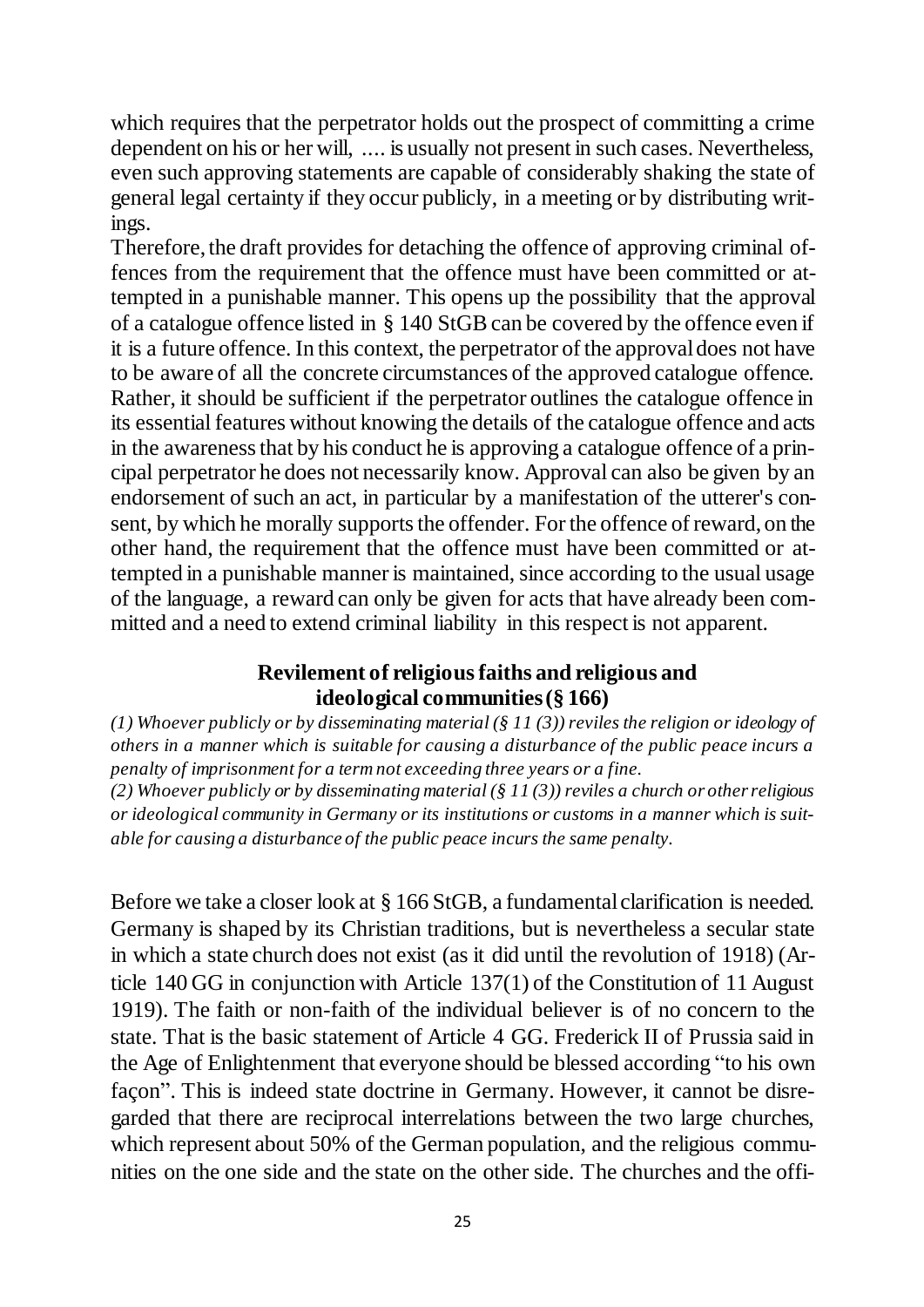which requires that the perpetrator holds out the prospect of committing a crime dependent on his or her will, .... is usually not present in such cases. Nevertheless, even such approving statements are capable of considerably shaking the state of general legal certainty if they occur publicly, in a meeting or by distributing writings.

Therefore, the draft provides for detaching the offence of approving criminal offences from the requirement that the offence must have been committed or attempted in a punishable manner. This opens up the possibility that the approval of a catalogue offence listed in § 140 StGB can be covered by the offence even if it is a future offence. In this context, the perpetrator of the approval does not have to be aware of all the concrete circumstances of the approved catalogue offence. Rather, it should be sufficient if the perpetrator outlines the catalogue offence in its essential features without knowing the details of the catalogue offence and acts in the awareness that by his conduct he is approving a catalogue offence of a principal perpetrator he does not necessarily know. Approval can also be given by an endorsement of such an act, in particular by a manifestation of the utterer's consent, by which he morally supports the offender. For the offence of reward, on the other hand, the requirement that the offence must have been committed or attempted in a punishable manner is maintained, since according to the usual usage of the language, a reward can only be given for acts that have already been committed and a need to extend criminal liability in this respect is not apparent.

### Revilement of religious faiths and religious and ideological communities (§ 166)

*(1) Whoever publicly or by disseminating material (§ 11 (3)) reviles the religion or ideology of others in a manner which is suitable for causing a disturbance of the public peace incurs a penalty of imprisonment for a term not exceeding three years or a fine.*

*(2) Whoever publicly or by disseminating material (§ 11 (3)) reviles a church or other religious or ideological community in Germany or its institutions or customs in a manner which is suitable for causing a disturbance of the public peace incurs the same penalty.*

Before we take a closer look at § 166 StGB, a fundamental clarification is needed. Germany is shaped by its Christian traditions, but is nevertheless a secular state in which a state church does not exist (as it did until the revolution of 1918) (Article 140 GG in conjunction with Article 137(1) of the Constitution of 11 August 1919). The faith or non-faith of the individual believer is of no concern to the state. That is the basic statement of Article 4 GG. Frederick II of Prussia said in the Age of Enlightenment that everyone should be blessed according "to his own façon". This is indeed state doctrine in Germany. However, it cannot be disregarded that there are reciprocal interrelations between the two large churches, which represent about 50% of the German population, and the religious communities on the one side and the state on the other side. The churches and the offi-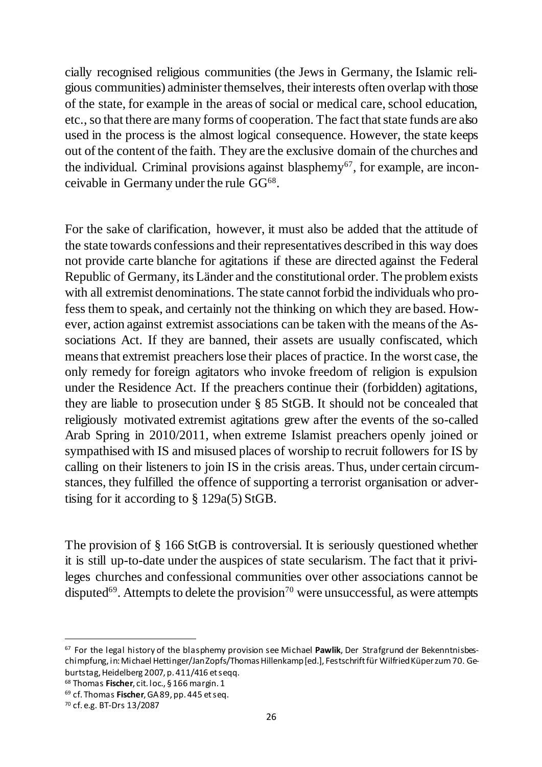cially recognised religious communities (the Jews in Germany, the Islamic religious communities) administer themselves, their interests often overlap with those of the state, for example in the areas of social or medical care, school education, etc., so that there are many forms of cooperation. The fact that state funds are also used in the process is the almost logical consequence. However, the state keeps out of the content of the faith. They are the exclusive domain of the churches and the individual. Criminal provisions against blasphemy[67], for example, are inconceivable in Germany under the rule GG[68].

For the sake of clarification, however, it must also be added that the attitude of the state towards confessions and their representatives described in this way does not provide carte blanche for agitations if these are directed against the Federal Republic of Germany, its Länder and the constitutional order. The problem exists with all extremist denominations. The state cannot forbid the individuals who profess them to speak, and certainly not the thinking on which they are based. However, action against extremist associations can be taken with the means of the Associations Act. If they are banned, their assets are usually confiscated, which means that extremist preachers lose their places of practice. In the worst case, the only remedy for foreign agitators who invoke freedom of religion is expulsion under the Residence Act. If the preachers continue their (forbidden) agitations, they are liable to prosecution under § 85 StGB. It should not be concealed that religiously motivated extremist agitations grew after the events of the so-called Arab Spring in 2010/2011, when extreme Islamist preachers openly joined or sympathised with IS and misused places of worship to recruit followers for IS by calling on their listeners to join IS in the crisis areas. Thus, under certain circumstances, they fulfilled the offence of supporting a terrorist organisation or advertising for it according to § 129a(5) StGB.

The provision of § 166 StGB is controversial. It is seriously questioned whether it is still up-to-date under the auspices of state secularism. The fact that it privileges churches and confessional communities over other associations cannot be disputed[69]. Attempts to delete the provision[70] were unsuccessful, as were attempts

---

[67] For the legal history of the blasphemy provision see Michael **Pawlik**, Der Strafgrund der Bekenntnisbeschimpfung, in: Michael Hettinger/Jan Zopfs/Thomas Hillenkamp [ed.], Festschrift für Wilfried Küper zum 70. Geburtstag, Heidelberg 2007, p. 411/416 et seqq.

[68] Thomas **Fischer**, cit. loc., § 166 margin. 1

[69] cf. Thomas **Fischer**, GA 89, pp. 445 et seq.

[70] cf. e.g. BT-Drs 13/2087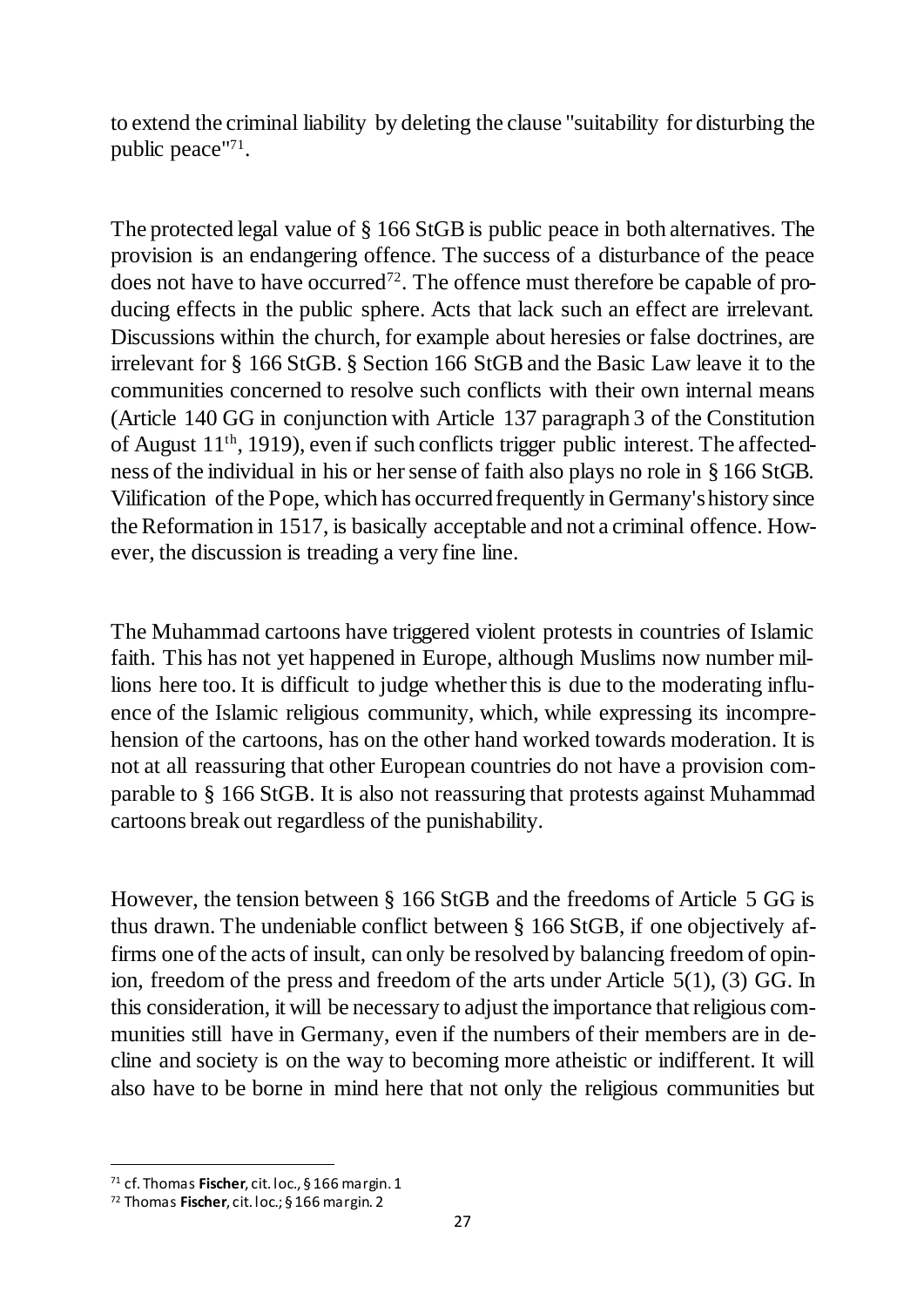to extend the criminal liability by deleting the clause "suitability for disturbing the public peace"[71].

The protected legal value of § 166 StGB is public peace in both alternatives. The provision is an endangering offence. The success of a disturbance of the peace does not have to have occurred[72]. The offence must therefore be capable of producing effects in the public sphere. Acts that lack such an effect are irrelevant. Discussions within the church, for example about heresies or false doctrines, are irrelevant for § 166 StGB. § Section 166 StGB and the Basic Law leave it to the communities concerned to resolve such conflicts with their own internal means (Article 140 GG in conjunction with Article 137 paragraph 3 of the Constitution of August 11th, 1919), even if such conflicts trigger public interest. The affectedness of the individual in his or her sense of faith also plays no role in § 166 StGB. Vilification of the Pope, which has occurred frequently in Germany's history since the Reformation in 1517, is basically acceptable and not a criminal offence. However, the discussion is treading a very fine line.

The Muhammad cartoons have triggered violent protests in countries of Islamic faith. This has not yet happened in Europe, although Muslims now number millions here too. It is difficult to judge whether this is due to the moderating influence of the Islamic religious community, which, while expressing its incomprehension of the cartoons, has on the other hand worked towards moderation. It is not at all reassuring that other European countries do not have a provision comparable to § 166 StGB. It is also not reassuring that protests against Muhammad cartoons break out regardless of the punishability.

However, the tension between § 166 StGB and the freedoms of Article 5 GG is thus drawn. The undeniable conflict between § 166 StGB, if one objectively affirms one of the acts of insult, can only be resolved by balancing freedom of opinion, freedom of the press and freedom of the arts under Article 5(1), (3) GG. In this consideration, it will be necessary to adjust the importance that religious communities still have in Germany, even if the numbers of their members are in decline and society is on the way to becoming more atheistic or indifferent. It will also have to be borne in mind here that not only the religious communities but

[71] cf. Thomas **Fischer**, cit. loc., § 166 margin. 1

[72] Thomas **Fischer**, cit. loc.; § 166 margin. 2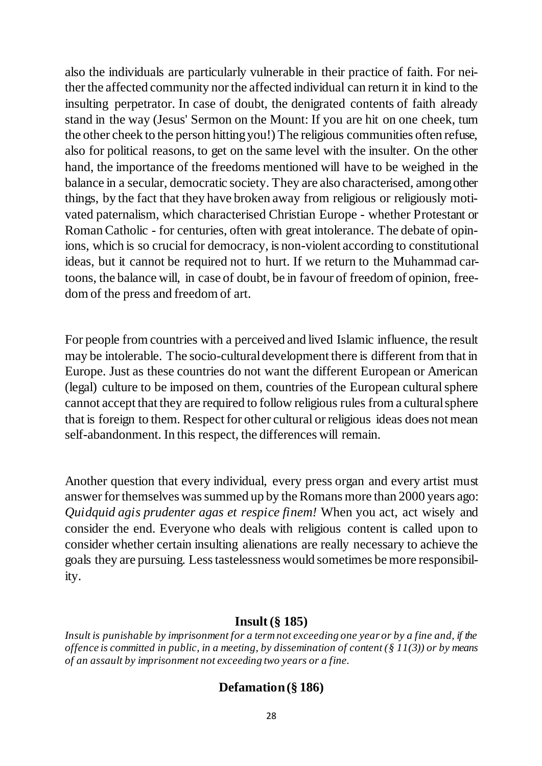also the individuals are particularly vulnerable in their practice of faith. For neither the affected community nor the affected individual can return it in kind to the insulting perpetrator. In case of doubt, the denigrated contents of faith already stand in the way (Jesus' Sermon on the Mount: If you are hit on one cheek, turn the other cheek to the person hitting you!) The religious communities often refuse, also for political reasons, to get on the same level with the insulter. On the other hand, the importance of the freedoms mentioned will have to be weighed in the balance in a secular, democratic society. They are also characterised, among other things, by the fact that they have broken away from religious or religiously motivated paternalism, which characterised Christian Europe - whether Protestant or Roman Catholic - for centuries, often with great intolerance. The debate of opinions, which is so crucial for democracy, is non-violent according to constitutional ideas, but it cannot be required not to hurt. If we return to the Muhammad cartoons, the balance will, in case of doubt, be in favour of freedom of opinion, freedom of the press and freedom of art.

For people from countries with a perceived and lived Islamic influence, the result may be intolerable. The socio-cultural development there is different from that in Europe. Just as these countries do not want the different European or American (legal) culture to be imposed on them, countries of the European cultural sphere cannot accept that they are required to follow religious rules from a cultural sphere that is foreign to them. Respect for other cultural or religious ideas does not mean self-abandonment. In this respect, the differences will remain.

Another question that every individual, every press organ and every artist must answer for themselves was summed up by the Romans more than 2000 years ago: *Quidquid agis prudenter agas et respice finem!* When you act, act wisely and consider the end. Everyone who deals with religious content is called upon to consider whether certain insulting alienations are really necessary to achieve the goals they are pursuing. Less tastelessness would sometimes be more responsibility.

**Insult (§ 185)**

*Insult is punishable by imprisonment for a term not exceeding one year or by a fine and, if the offence is committed in public, in a meeting, by dissemination of content (§ 11(3)) or by means of an assault by imprisonment not exceeding two years or a fine.*

**Defamation (§ 186)**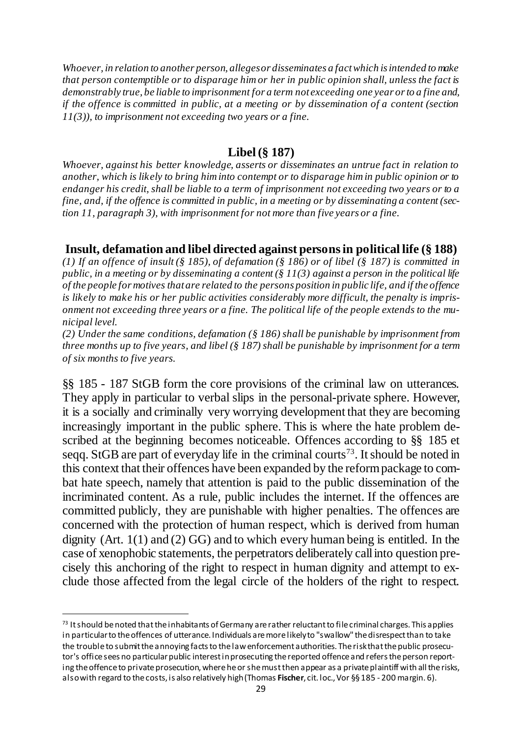*Whoever, in relation to another person, alleges or disseminates a fact which is intended to make that person contemptible or to disparage him or her in public opinion shall, unless the fact is demonstrably true, be liable to imprisonment for a term not exceeding one year or to a fine and, if the offence is committed in public, at a meeting or by dissemination of a content (section 11(3)), to imprisonment not exceeding two years or a fine.*

### Libel (§ 187)

*Whoever, against his better knowledge, asserts or disseminates an untrue fact in relation to another, which is likely to bring him into contempt or to disparage him in public opinion or to endanger his credit, shall be liable to a term of imprisonment not exceeding two years or to a fine, and, if the offence is committed in public, in a meeting or by disseminating a content (section 11, paragraph 3), with imprisonment for not more than five years or a fine.*

### Insult, defamation and libel directed against persons in political life (§ 188)

*(1) If an offence of insult (§ 185), of defamation (§ 186) or of libel (§ 187) is committed in public, in a meeting or by disseminating a content (§ 11(3) against a person in the political life of the people for motives that are related to the persons position in public life, and if the offence is likely to make his or her public activities considerably more difficult, the penalty is imprisonment not exceeding three years or a fine. The political life of the people extends to the municipal level.*

*(2) Under the same conditions, defamation (§ 186) shall be punishable by imprisonment from three months up to five years, and libel (§ 187) shall be punishable by imprisonment for a term of six months to five years.*

§§ 185 - 187 StGB form the core provisions of the criminal law on utterances. They apply in particular to verbal slips in the personal-private sphere. However, it is a socially and criminally very worrying development that they are becoming increasingly important in the public sphere. This is where the hate problem described at the beginning becomes noticeable. Offences according to §§ 185 et seqq. StGB are part of everyday life in the criminal courts[73]. It should be noted in this context that their offences have been expanded by the reform package to combat hate speech, namely that attention is paid to the public dissemination of the incriminated content. As a rule, public includes the internet. If the offences are committed publicly, they are punishable with higher penalties. The offences are concerned with the protection of human respect, which is derived from human dignity (Art. 1(1) and (2) GG) and to which every human being is entitled. In the case of xenophobic statements, the perpetrators deliberately call into question precisely this anchoring of the right to respect in human dignity and attempt to exclude those affected from the legal circle of the holders of the right to respect.

[73] It should be noted that the inhabitants of Germany are rather reluctant to file criminal charges. This applies in particular to the offences of utterance. Individuals are more likely to "swallow" the disrespect than to take the trouble to submit the annoying facts to the law enforcement authorities. The risk that the public prosecutor's office sees no particular public interest in prosecuting the reported offence and refers the person reporting the offence to private prosecution, where he or she must then appear as a private plaintiff with all the risks, also with regard to the costs, is also relatively high (Thomas **Fischer**, cit. loc., Vor §§ 185 - 200 margin. 6).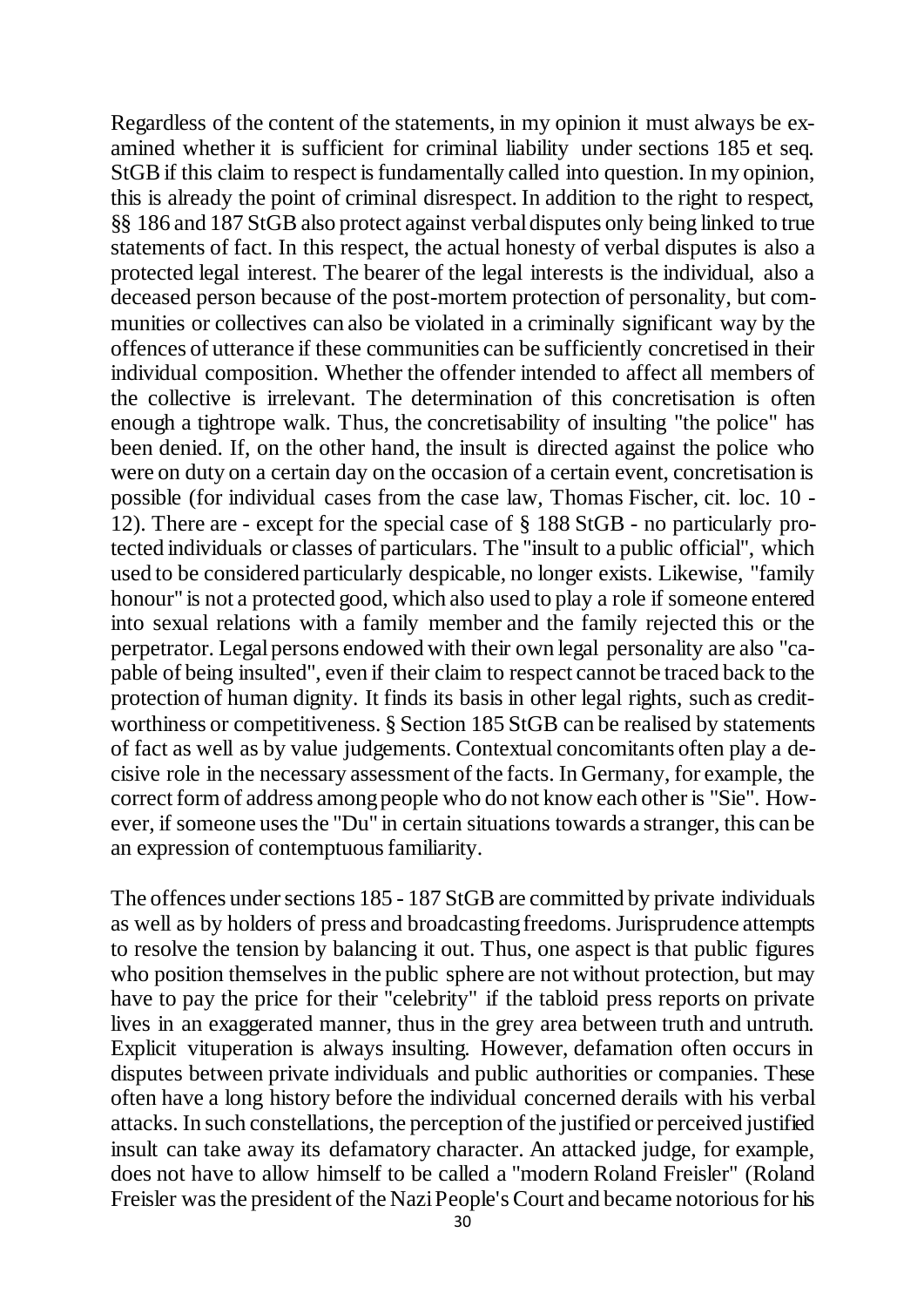Regardless of the content of the statements, in my opinion it must always be examined whether it is sufficient for criminal liability under sections 185 et seq. StGB if this claim to respect is fundamentally called into question. In my opinion, this is already the point of criminal disrespect. In addition to the right to respect, §§ 186 and 187 StGB also protect against verbal disputes only being linked to true statements of fact. In this respect, the actual honesty of verbal disputes is also a protected legal interest. The bearer of the legal interests is the individual, also a deceased person because of the post-mortem protection of personality, but communities or collectives can also be violated in a criminally significant way by the offences of utterance if these communities can be sufficiently concretised in their individual composition. Whether the offender intended to affect all members of the collective is irrelevant. The determination of this concretisation is often enough a tightrope walk. Thus, the concretisability of insulting "the police" has been denied. If, on the other hand, the insult is directed against the police who were on duty on a certain day on the occasion of a certain event, concretisation is possible (for individual cases from the case law, Thomas Fischer, cit. loc. 10 - 12). There are - except for the special case of § 188 StGB - no particularly protected individuals or classes of particulars. The "insult to a public official", which used to be considered particularly despicable, no longer exists. Likewise, "family honour" is not a protected good, which also used to play a role if someone entered into sexual relations with a family member and the family rejected this or the perpetrator. Legal persons endowed with their own legal personality are also "capable of being insulted", even if their claim to respect cannot be traced back to the protection of human dignity. It finds its basis in other legal rights, such as creditworthiness or competitiveness. § Section 185 StGB can be realised by statements of fact as well as by value judgements. Contextual concomitants often play a decisive role in the necessary assessment of the facts. In Germany, for example, the correct form of address among people who do not know each other is "Sie". However, if someone uses the "Du" in certain situations towards a stranger, this can be an expression of contemptuous familiarity.

The offences under sections 185 - 187 StGB are committed by private individuals as well as by holders of press and broadcasting freedoms. Jurisprudence attempts to resolve the tension by balancing it out. Thus, one aspect is that public figures who position themselves in the public sphere are not without protection, but may have to pay the price for their "celebrity" if the tabloid press reports on private lives in an exaggerated manner, thus in the grey area between truth and untruth. Explicit vituperation is always insulting. However, defamation often occurs in disputes between private individuals and public authorities or companies. These often have a long history before the individual concerned derails with his verbal attacks. In such constellations, the perception of the justified or perceived justified insult can take away its defamatory character. An attacked judge, for example, does not have to allow himself to be called a "modern Roland Freisler" (Roland Freisler was the president of the Nazi People's Court and became notorious for his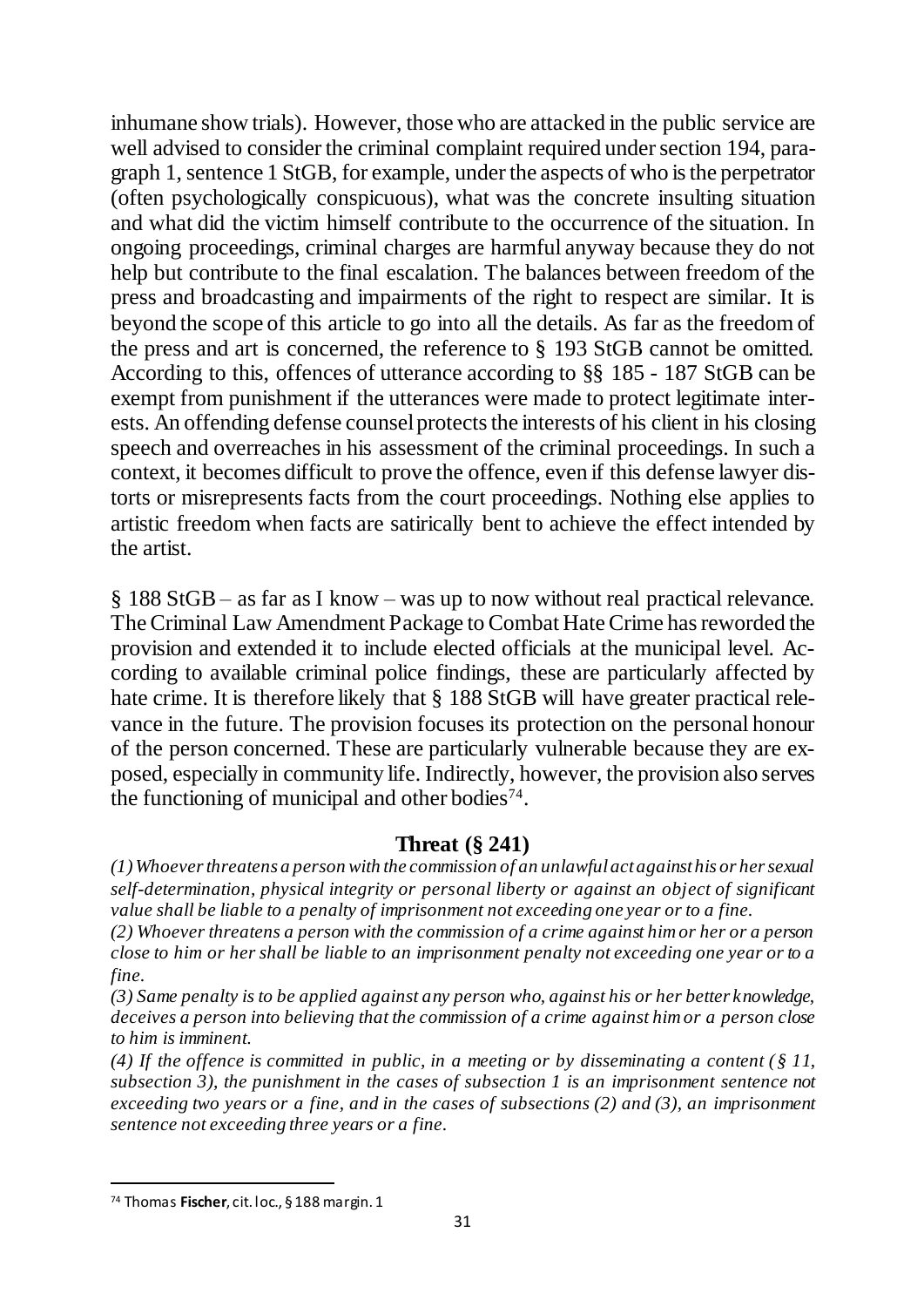inhumane show trials). However, those who are attacked in the public service are well advised to consider the criminal complaint required under section 194, paragraph 1, sentence 1 StGB, for example, under the aspects of who is the perpetrator (often psychologically conspicuous), what was the concrete insulting situation and what did the victim himself contribute to the occurrence of the situation. In ongoing proceedings, criminal charges are harmful anyway because they do not help but contribute to the final escalation. The balances between freedom of the press and broadcasting and impairments of the right to respect are similar. It is beyond the scope of this article to go into all the details. As far as the freedom of the press and art is concerned, the reference to § 193 StGB cannot be omitted. According to this, offences of utterance according to §§ 185 - 187 StGB can be exempt from punishment if the utterances were made to protect legitimate interests. An offending defense counsel protects the interests of his client in his closing speech and overreaches in his assessment of the criminal proceedings. In such a context, it becomes difficult to prove the offence, even if this defense lawyer distorts or misrepresents facts from the court proceedings. Nothing else applies to artistic freedom when facts are satirically bent to achieve the effect intended by the artist.

§ 188 StGB – as far as I know – was up to now without real practical relevance. The Criminal Law Amendment Package to Combat Hate Crime has reworded the provision and extended it to include elected officials at the municipal level. According to available criminal police findings, these are particularly affected by hate crime. It is therefore likely that § 188 StGB will have greater practical relevance in the future. The provision focuses its protection on the personal honour of the person concerned. These are particularly vulnerable because they are exposed, especially in community life. Indirectly, however, the provision also serves the functioning of municipal and other bodies[74].

## Threat (§ 241)

*(1) Whoever threatens a person with the commission of an unlawful act against his or her sexual self-determination, physical integrity or personal liberty or against an object of significant value shall be liable to a penalty of imprisonment not exceeding one year or to a fine.*

*(2) Whoever threatens a person with the commission of a crime against him or her or a person close to him or her shall be liable to an imprisonment penalty not exceeding one year or to a fine.*

*(3) Same penalty is to be applied against any person who, against his or her better knowledge, deceives a person into believing that the commission of a crime against him or a person close to him is imminent.*

*(4) If the offence is committed in public, in a meeting or by disseminating a content (§ 11, subsection 3), the punishment in the cases of subsection 1 is an imprisonment sentence not exceeding two years or a fine, and in the cases of subsections (2) and (3), an imprisonment sentence not exceeding three years or a fine.*

---

[74] Thomas **Fischer**, cit. loc., § 188 margin. 1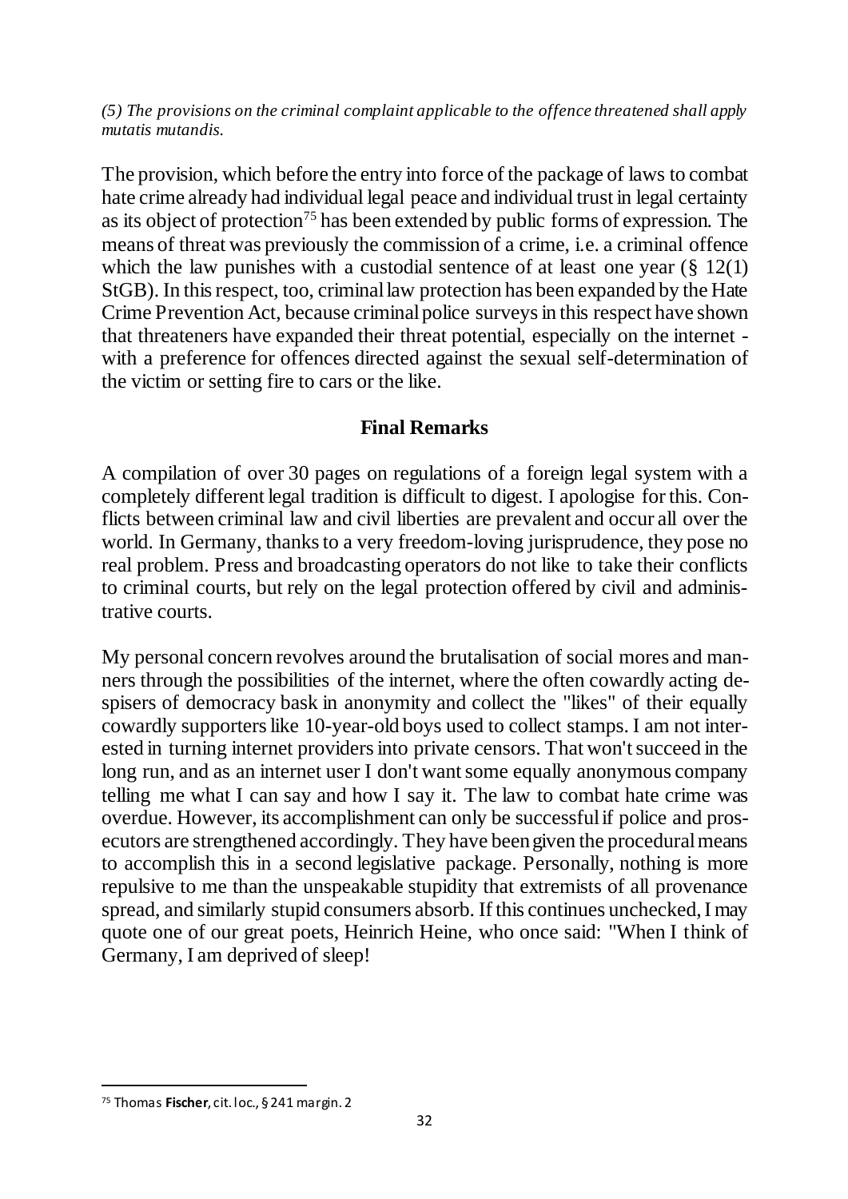*(5) The provisions on the criminal complaint applicable to the offence threatened shall apply mutatis mutandis.*

The provision, which before the entry into force of the package of laws to combat hate crime already had individual legal peace and individual trust in legal certainty as its object of protection[75] has been extended by public forms of expression. The means of threat was previously the commission of a crime, i.e. a criminal offence which the law punishes with a custodial sentence of at least one year (§ 12(1) StGB). In this respect, too, criminal law protection has been expanded by the Hate Crime Prevention Act, because criminal police surveys in this respect have shown that threateners have expanded their threat potential, especially on the internet - with a preference for offences directed against the sexual self-determination of the victim or setting fire to cars or the like.

## Final Remarks

A compilation of over 30 pages on regulations of a foreign legal system with a completely different legal tradition is difficult to digest. I apologise for this. Conflicts between criminal law and civil liberties are prevalent and occur all over the world. In Germany, thanks to a very freedom-loving jurisprudence, they pose no real problem. Press and broadcasting operators do not like to take their conflicts to criminal courts, but rely on the legal protection offered by civil and administrative courts.

My personal concern revolves around the brutalisation of social mores and manners through the possibilities of the internet, where the often cowardly acting despisers of democracy bask in anonymity and collect the "likes" of their equally cowardly supporters like 10-year-old boys used to collect stamps. I am not interested in turning internet providers into private censors. That won't succeed in the long run, and as an internet user I don't want some equally anonymous company telling me what I can say and how I say it. The law to combat hate crime was overdue. However, its accomplishment can only be successful if police and prosecutors are strengthened accordingly. They have been given the procedural means to accomplish this in a second legislative package. Personally, nothing is more repulsive to me than the unspeakable stupidity that extremists of all provenance spread, and similarly stupid consumers absorb. If this continues unchecked, I may quote one of our great poets, Heinrich Heine, who once said: "When I think of Germany, I am deprived of sleep!

---

[75] Thomas **Fischer**, cit. loc., § 241 margin. 2